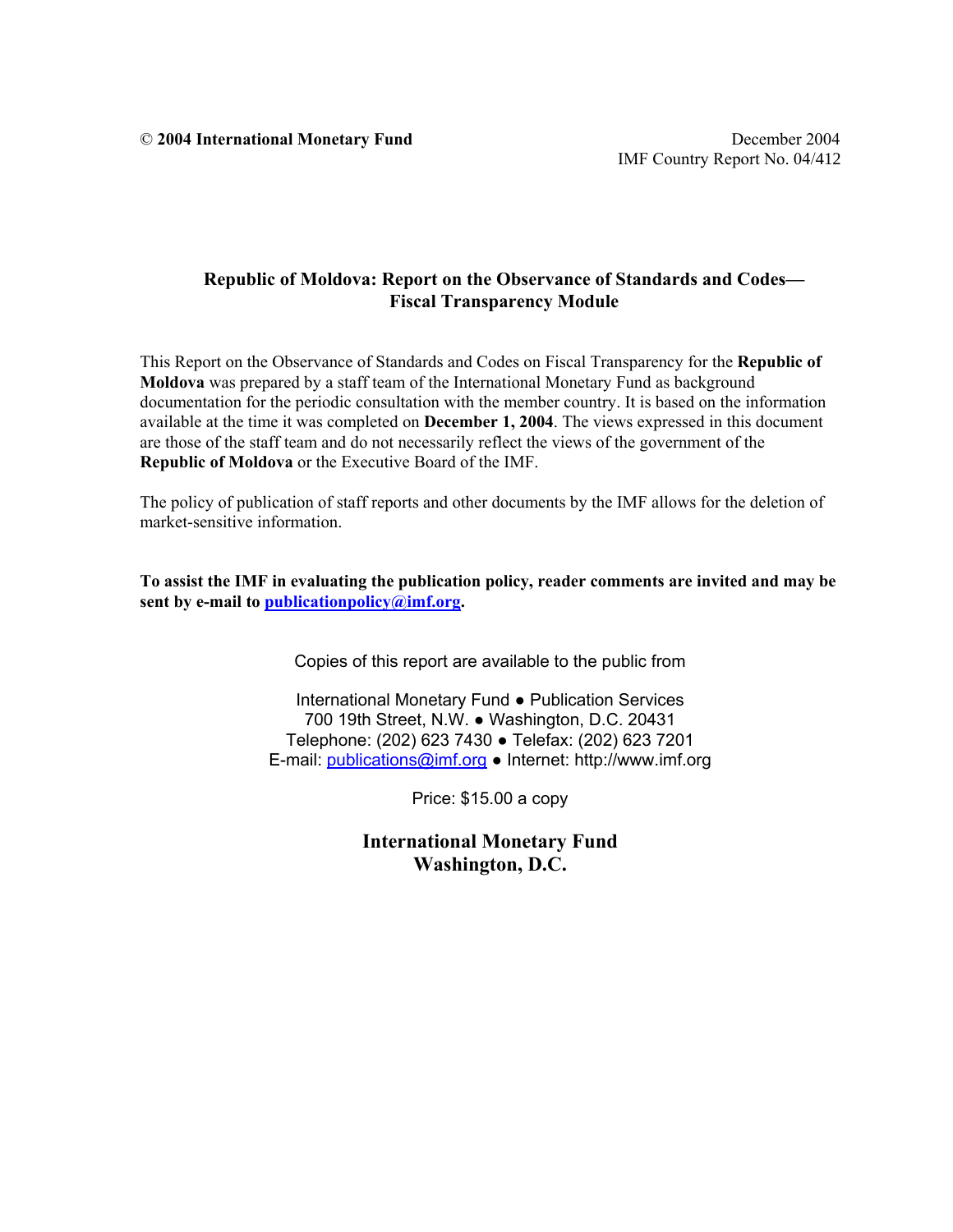© **2004 International Monetary Fund**

December 2004
IMF Country Report No. 04/412

# Republic of Moldova: Report on the Observance of Standards and Codes—Fiscal Transparency Module

This Report on the Observance of Standards and Codes on Fiscal Transparency for the **Republic of Moldova** was prepared by a staff team of the International Monetary Fund as background documentation for the periodic consultation with the member country. It is based on the information available at the time it was completed on **December 1, 2004**. The views expressed in this document are those of the staff team and do not necessarily reflect the views of the government of the **Republic of Moldova** or the Executive Board of the IMF.

The policy of publication of staff reports and other documents by the IMF allows for the deletion of market-sensitive information.

**To assist the IMF in evaluating the publication policy, reader comments are invited and may be sent by e-mail to publicationpolicy@imf.org.**

Copies of this report are available to the public from

International Monetary Fund ● Publication Services
700 19th Street, N.W. ● Washington, D.C. 20431
Telephone: (202) 623 7430 ● Telefax: (202) 623 7201
E-mail: publications@imf.org ● Internet: http://www.imf.org

Price: $15.00 a copy

**International Monetary Fund**
**Washington, D.C.**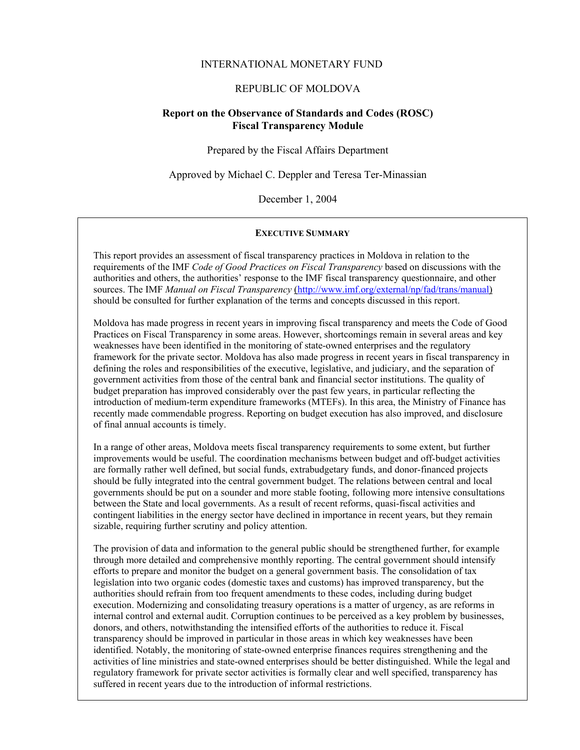INTERNATIONAL MONETARY FUND

REPUBLIC OF MOLDOVA

# Report on the Observance of Standards and Codes (ROSC) Fiscal Transparency Module

Prepared by the Fiscal Affairs Department

Approved by Michael C. Deppler and Teresa Ter-Minassian

December 1, 2004

## EXECUTIVE SUMMARY

This report provides an assessment of fiscal transparency practices in Moldova in relation to the requirements of the IMF *Code of Good Practices on Fiscal Transparency* based on discussions with the authorities and others, the authorities' response to the IMF fiscal transparency questionnaire, and other sources. The IMF *Manual on Fiscal Transparency* (http://www.imf.org/external/np/fad/trans/manual) should be consulted for further explanation of the terms and concepts discussed in this report.

Moldova has made progress in recent years in improving fiscal transparency and meets the Code of Good Practices on Fiscal Transparency in some areas. However, shortcomings remain in several areas and key weaknesses have been identified in the monitoring of state-owned enterprises and the regulatory framework for the private sector. Moldova has also made progress in recent years in fiscal transparency in defining the roles and responsibilities of the executive, legislative, and judiciary, and the separation of government activities from those of the central bank and financial sector institutions. The quality of budget preparation has improved considerably over the past few years, in particular reflecting the introduction of medium-term expenditure frameworks (MTEFs). In this area, the Ministry of Finance has recently made commendable progress. Reporting on budget execution has also improved, and disclosure of final annual accounts is timely.

In a range of other areas, Moldova meets fiscal transparency requirements to some extent, but further improvements would be useful. The coordination mechanisms between budget and off-budget activities are formally rather well defined, but social funds, extrabudgetary funds, and donor-financed projects should be fully integrated into the central government budget. The relations between central and local governments should be put on a sounder and more stable footing, following more intensive consultations between the State and local governments. As a result of recent reforms, quasi-fiscal activities and contingent liabilities in the energy sector have declined in importance in recent years, but they remain sizable, requiring further scrutiny and policy attention.

The provision of data and information to the general public should be strengthened further, for example through more detailed and comprehensive monthly reporting. The central government should intensify efforts to prepare and monitor the budget on a general government basis. The consolidation of tax legislation into two organic codes (domestic taxes and customs) has improved transparency, but the authorities should refrain from too frequent amendments to these codes, including during budget execution. Modernizing and consolidating treasury operations is a matter of urgency, as are reforms in internal control and external audit. Corruption continues to be perceived as a key problem by businesses, donors, and others, notwithstanding the intensified efforts of the authorities to reduce it. Fiscal transparency should be improved in particular in those areas in which key weaknesses have been identified. Notably, the monitoring of state-owned enterprise finances requires strengthening and the activities of line ministries and state-owned enterprises should be better distinguished. While the legal and regulatory framework for private sector activities is formally clear and well specified, transparency has suffered in recent years due to the introduction of informal restrictions.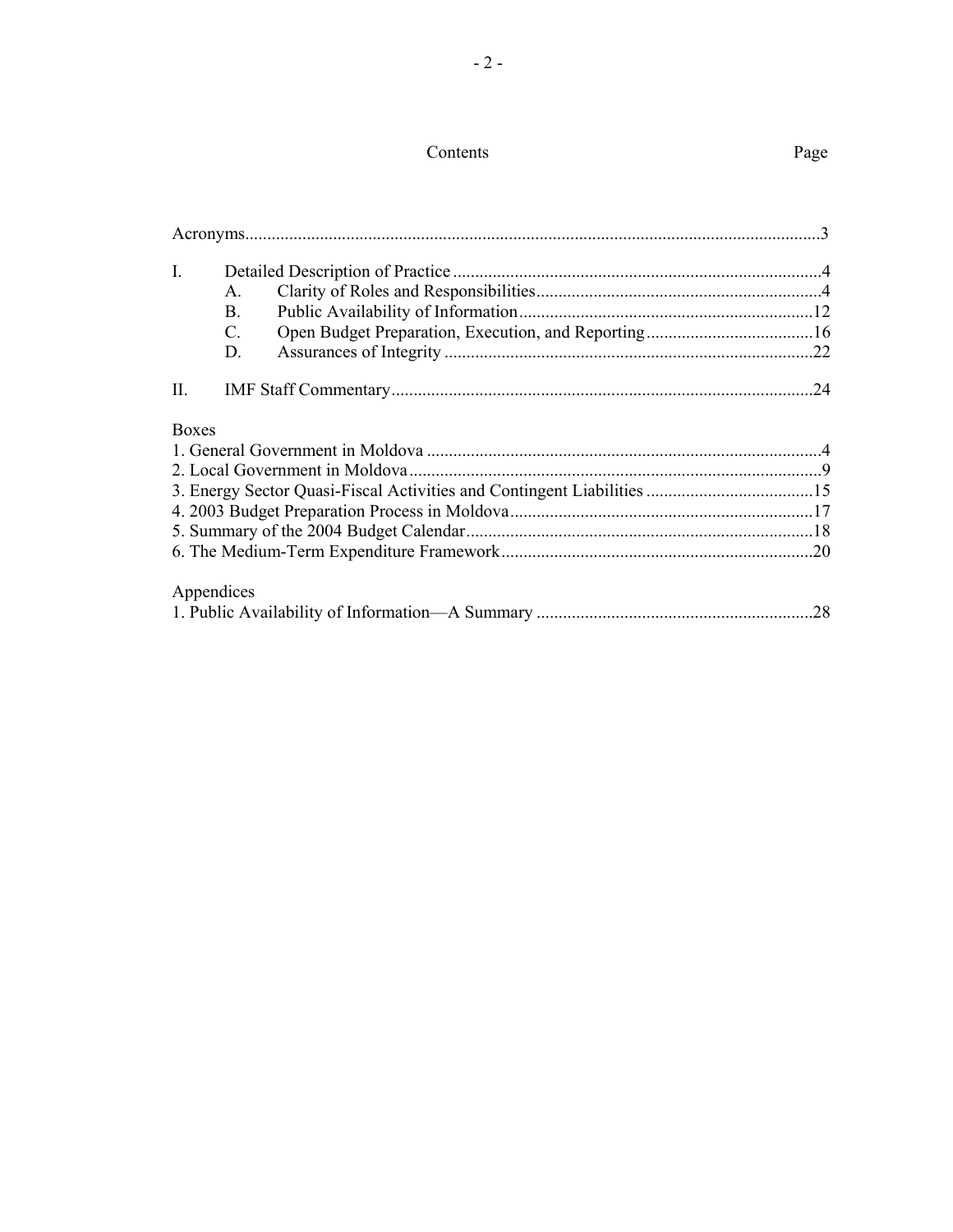# Contents

| | | Page |
|---|---|---|
| Acronyms | | 3 |
| I. | Detailed Description of Practice | 4 |
| | A. Clarity of Roles and Responsibilities | 4 |
| | B. Public Availability of Information | 12 |
| | C. Open Budget Preparation, Execution, and Reporting | 16 |
| | D. Assurances of Integrity | 22 |
| II. | IMF Staff Commentary | 24 |

Boxes

| | |
|---|---|
| 1. General Government in Moldova | 4 |
| 2. Local Government in Moldova | 9 |
| 3. Energy Sector Quasi-Fiscal Activities and Contingent Liabilities | 15 |
| 4. 2003 Budget Preparation Process in Moldova | 17 |
| 5. Summary of the 2004 Budget Calendar | 18 |
| 6. The Medium-Term Expenditure Framework | 20 |

Appendices

| | |
|---|---|
| 1. Public Availability of Information—A Summary | 28 |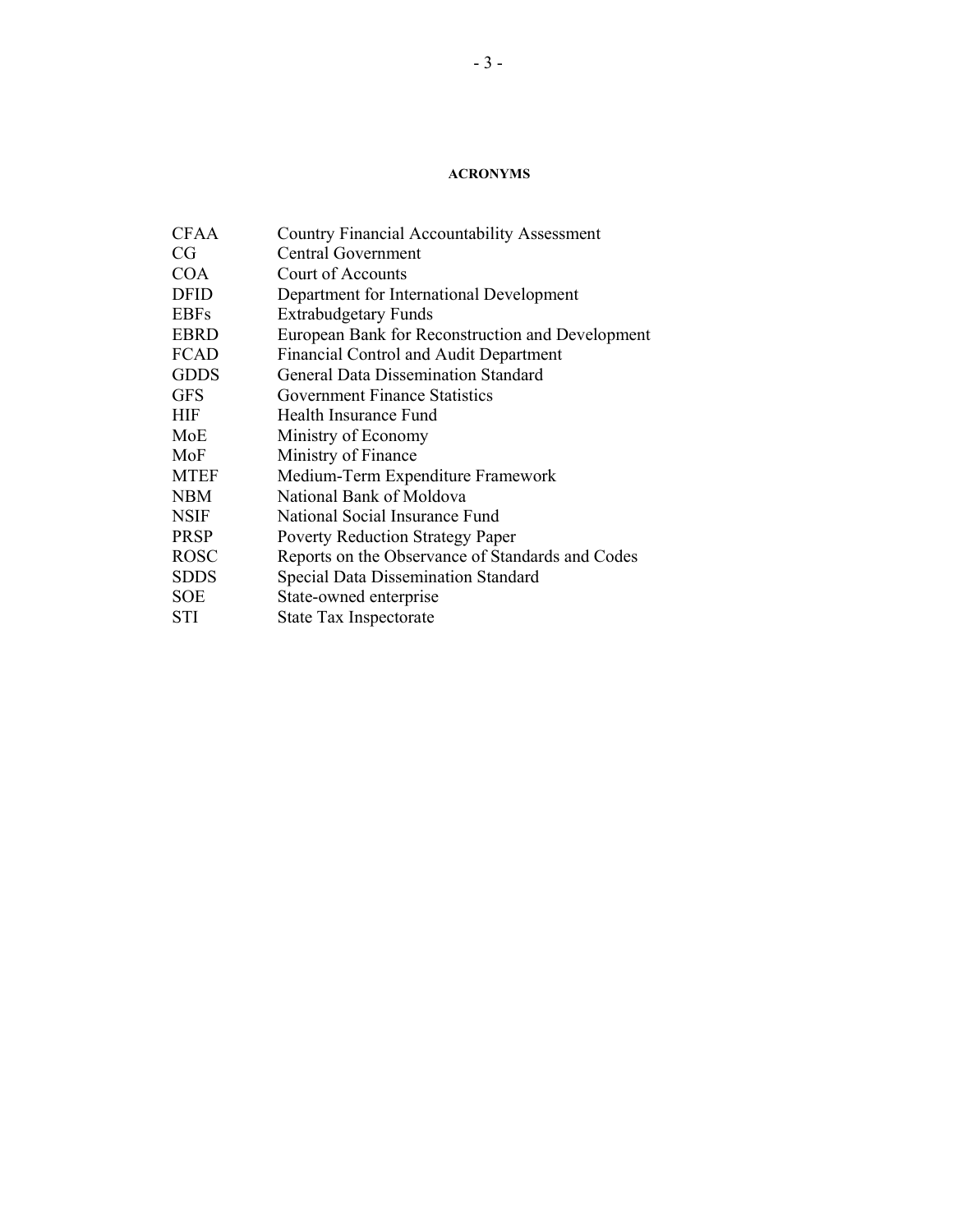## ACRONYMS

| | |
|---|---|
| CFAA | Country Financial Accountability Assessment |
| CG | Central Government |
| COA | Court of Accounts |
| DFID | Department for International Development |
| EBFs | Extrabudgetary Funds |
| EBRD | European Bank for Reconstruction and Development |
| FCAD | Financial Control and Audit Department |
| GDDS | General Data Dissemination Standard |
| GFS | Government Finance Statistics |
| HIF | Health Insurance Fund |
| MoE | Ministry of Economy |
| MoF | Ministry of Finance |
| MTEF | Medium-Term Expenditure Framework |
| NBM | National Bank of Moldova |
| NSIF | National Social Insurance Fund |
| PRSP | Poverty Reduction Strategy Paper |
| ROSC | Reports on the Observance of Standards and Codes |
| SDDS | Special Data Dissemination Standard |
| SOE | State-owned enterprise |
| STI | State Tax Inspectorate |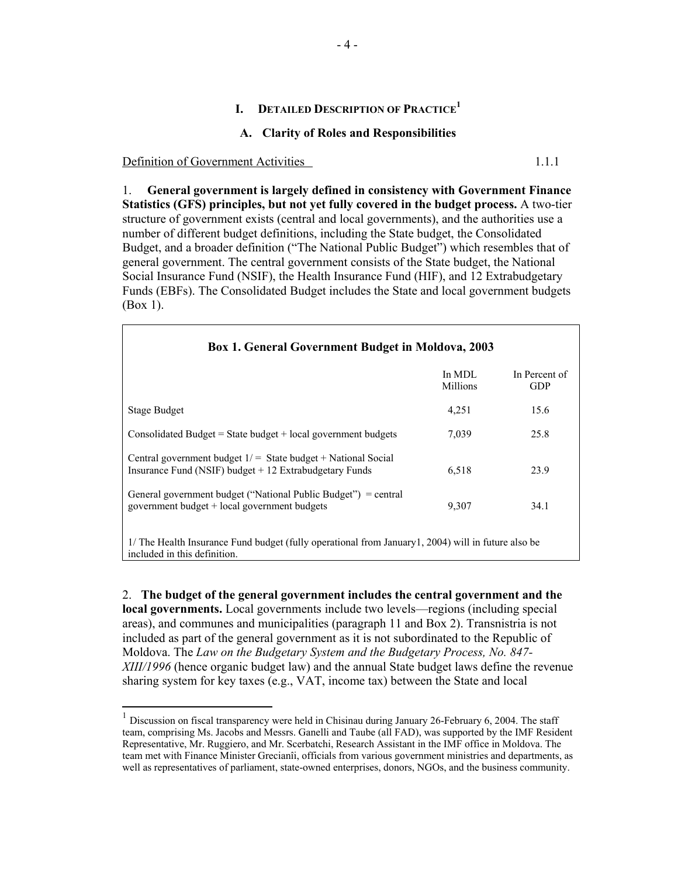## I. Detailed Description of Practice[1]

### A. Clarity of Roles and Responsibilities

Definition of Government Activities 1.1.1

1. **General government is largely defined in consistency with Government Finance Statistics (GFS) principles, but not yet fully covered in the budget process.** A two-tier structure of government exists (central and local governments), and the authorities use a number of different budget definitions, including the State budget, the Consolidated Budget, and a broader definition ("The National Public Budget") which resembles that of general government. The central government consists of the State budget, the National Social Insurance Fund (NSIF), the Health Insurance Fund (HIF), and 12 Extrabudgetary Funds (EBFs). The Consolidated Budget includes the State and local government budgets (Box 1).

**Box 1. General Government Budget in Moldova, 2003**

| | In MDL Millions | In Percent of GDP |
|---|---|---|
| Stage Budget | 4,251 | 15.6 |
| Consolidated Budget = State budget + local government budgets | 7,039 | 25.8 |
| Central government budget 1/ = State budget + National Social Insurance Fund (NSIF) budget + 12 Extrabudgetary Funds | 6,518 | 23.9 |
| General government budget ("National Public Budget") = central government budget + local government budgets | 9,307 | 34.1 |

1/ The Health Insurance Fund budget (fully operational from January1, 2004) will in future also be included in this definition.

2. **The budget of the general government includes the central government and the local governments.** Local governments include two levels—regions (including special areas), and communes and municipalities (paragraph 11 and Box 2). Transnistria is not included as part of the general government as it is not subordinated to the Republic of Moldova. The *Law on the Budgetary System and the Budgetary Process, No. 847-XIII/1996* (hence organic budget law) and the annual State budget laws define the revenue sharing system for key taxes (e.g., VAT, income tax) between the State and local

[1] Discussion on fiscal transparency were held in Chisinau during January 26-February 6, 2004. The staff team, comprising Ms. Jacobs and Messrs. Ganelli and Taube (all FAD), was supported by the IMF Resident Representative, Mr. Ruggiero, and Mr. Scerbatchi, Research Assistant in the IMF office in Moldova. The team met with Finance Minister Grecianîi, officials from various government ministries and departments, as well as representatives of parliament, state-owned enterprises, donors, NGOs, and the business community.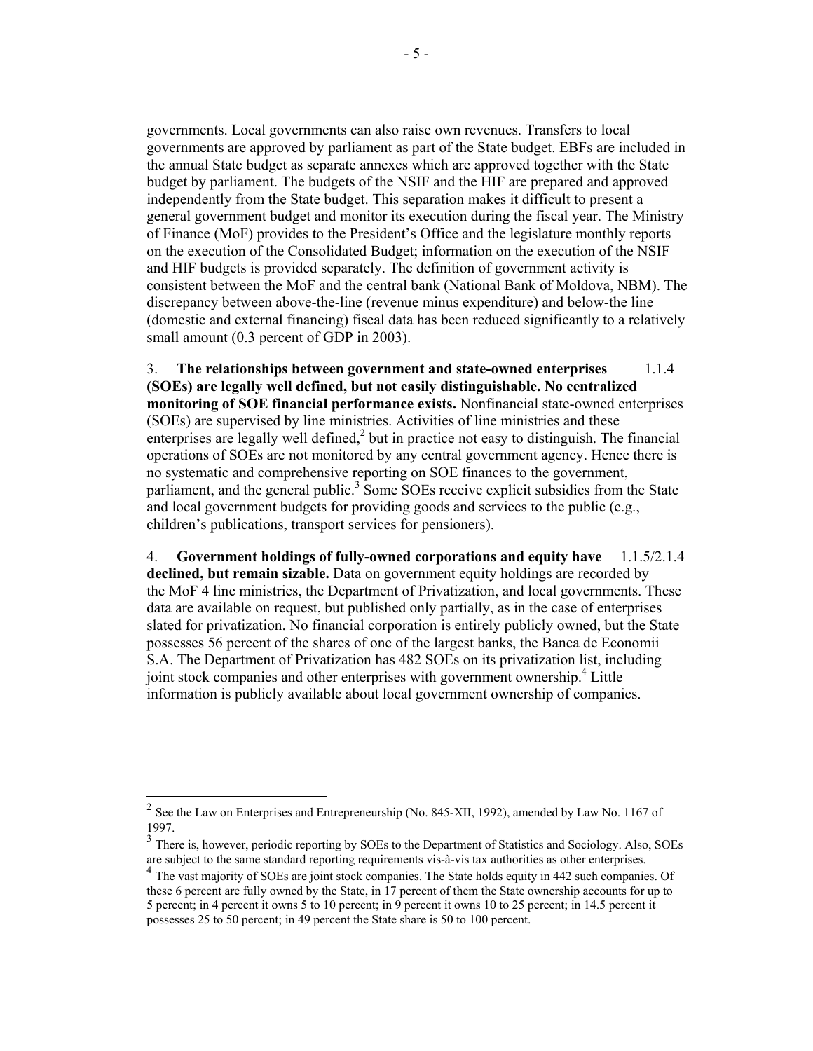governments. Local governments can also raise own revenues. Transfers to local governments are approved by parliament as part of the State budget. EBFs are included in the annual State budget as separate annexes which are approved together with the State budget by parliament. The budgets of the NSIF and the HIF are prepared and approved independently from the State budget. This separation makes it difficult to present a general government budget and monitor its execution during the fiscal year. The Ministry of Finance (MoF) provides to the President's Office and the legislature monthly reports on the execution of the Consolidated Budget; information on the execution of the NSIF and HIF budgets is provided separately. The definition of government activity is consistent between the MoF and the central bank (National Bank of Moldova, NBM). The discrepancy between above-the-line (revenue minus expenditure) and below-the line (domestic and external financing) fiscal data has been reduced significantly to a relatively small amount (0.3 percent of GDP in 2003).

3. **The relationships between government and state-owned enterprises (SOEs) are legally well defined, but not easily distinguishable. No centralized monitoring of SOE financial performance exists.** 1.1.4 Nonfinancial state-owned enterprises (SOEs) are supervised by line ministries. Activities of line ministries and these enterprises are legally well defined,[2] but in practice not easy to distinguish. The financial operations of SOEs are not monitored by any central government agency. Hence there is no systematic and comprehensive reporting on SOE finances to the government, parliament, and the general public.[3] Some SOEs receive explicit subsidies from the State and local government budgets for providing goods and services to the public (e.g., children's publications, transport services for pensioners).

4. **Government holdings of fully-owned corporations and equity have declined, but remain sizable.** 1.1.5/2.1.4 Data on government equity holdings are recorded by the MoF 4 line ministries, the Department of Privatization, and local governments. These data are available on request, but published only partially, as in the case of enterprises slated for privatization. No financial corporation is entirely publicly owned, but the State possesses 56 percent of the shares of one of the largest banks, the Banca de Economii S.A. The Department of Privatization has 482 SOEs on its privatization list, including joint stock companies and other enterprises with government ownership.[4] Little information is publicly available about local government ownership of companies.

---

[2] See the Law on Enterprises and Entrepreneurship (No. 845-XII, 1992), amended by Law No. 1167 of 1997.

[3] There is, however, periodic reporting by SOEs to the Department of Statistics and Sociology. Also, SOEs are subject to the same standard reporting requirements vis-à-vis tax authorities as other enterprises.

[4] The vast majority of SOEs are joint stock companies. The State holds equity in 442 such companies. Of these 6 percent are fully owned by the State, in 17 percent of them the State ownership accounts for up to 5 percent; in 4 percent it owns 5 to 10 percent; in 9 percent it owns 10 to 25 percent; in 14.5 percent it possesses 25 to 50 percent; in 49 percent the State share is 50 to 100 percent.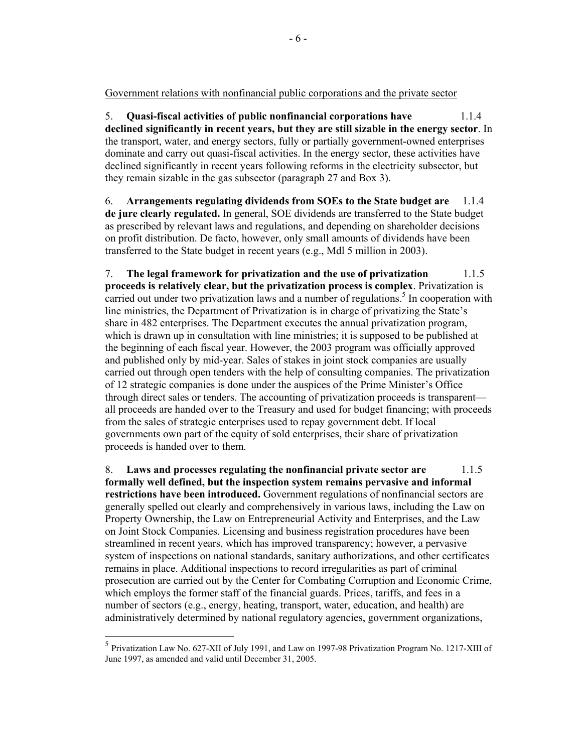Government relations with nonfinancial public corporations and the private sector

5. **Quasi-fiscal activities of public nonfinancial corporations have declined significantly in recent years, but they are still sizable in the energy sector**. In the transport, water, and energy sectors, fully or partially government-owned enterprises dominate and carry out quasi-fiscal activities. In the energy sector, these activities have declined significantly in recent years following reforms in the electricity subsector, but they remain sizable in the gas subsector (paragraph 27 and Box 3). 1.1.4

6. **Arrangements regulating dividends from SOEs to the State budget are de jure clearly regulated.** In general, SOE dividends are transferred to the State budget as prescribed by relevant laws and regulations, and depending on shareholder decisions on profit distribution. De facto, however, only small amounts of dividends have been transferred to the State budget in recent years (e.g., Mdl 5 million in 2003). 1.1.4

7. **The legal framework for privatization and the use of privatization proceeds is relatively clear, but the privatization process is complex**. Privatization is carried out under two privatization laws and a number of regulations.[5] In cooperation with line ministries, the Department of Privatization is in charge of privatizing the State's share in 482 enterprises. The Department executes the annual privatization program, which is drawn up in consultation with line ministries; it is supposed to be published at the beginning of each fiscal year. However, the 2003 program was officially approved and published only by mid-year. Sales of stakes in joint stock companies are usually carried out through open tenders with the help of consulting companies. The privatization of 12 strategic companies is done under the auspices of the Prime Minister's Office through direct sales or tenders. The accounting of privatization proceeds is transparent—all proceeds are handed over to the Treasury and used for budget financing; with proceeds from the sales of strategic enterprises used to repay government debt. If local governments own part of the equity of sold enterprises, their share of privatization proceeds is handed over to them. 1.1.5

8. **Laws and processes regulating the nonfinancial private sector are formally well defined, but the inspection system remains pervasive and informal restrictions have been introduced.** Government regulations of nonfinancial sectors are generally spelled out clearly and comprehensively in various laws, including the Law on Property Ownership, the Law on Entrepreneurial Activity and Enterprises, and the Law on Joint Stock Companies. Licensing and business registration procedures have been streamlined in recent years, which has improved transparency; however, a pervasive system of inspections on national standards, sanitary authorizations, and other certificates remains in place. Additional inspections to record irregularities as part of criminal prosecution are carried out by the Center for Combating Corruption and Economic Crime, which employs the former staff of the financial guards. Prices, tariffs, and fees in a number of sectors (e.g., energy, heating, transport, water, education, and health) are administratively determined by national regulatory agencies, government organizations, 1.1.5

[5] Privatization Law No. 627-XII of July 1991, and Law on 1997-98 Privatization Program No. 1217-XIII of June 1997, as amended and valid until December 31, 2005.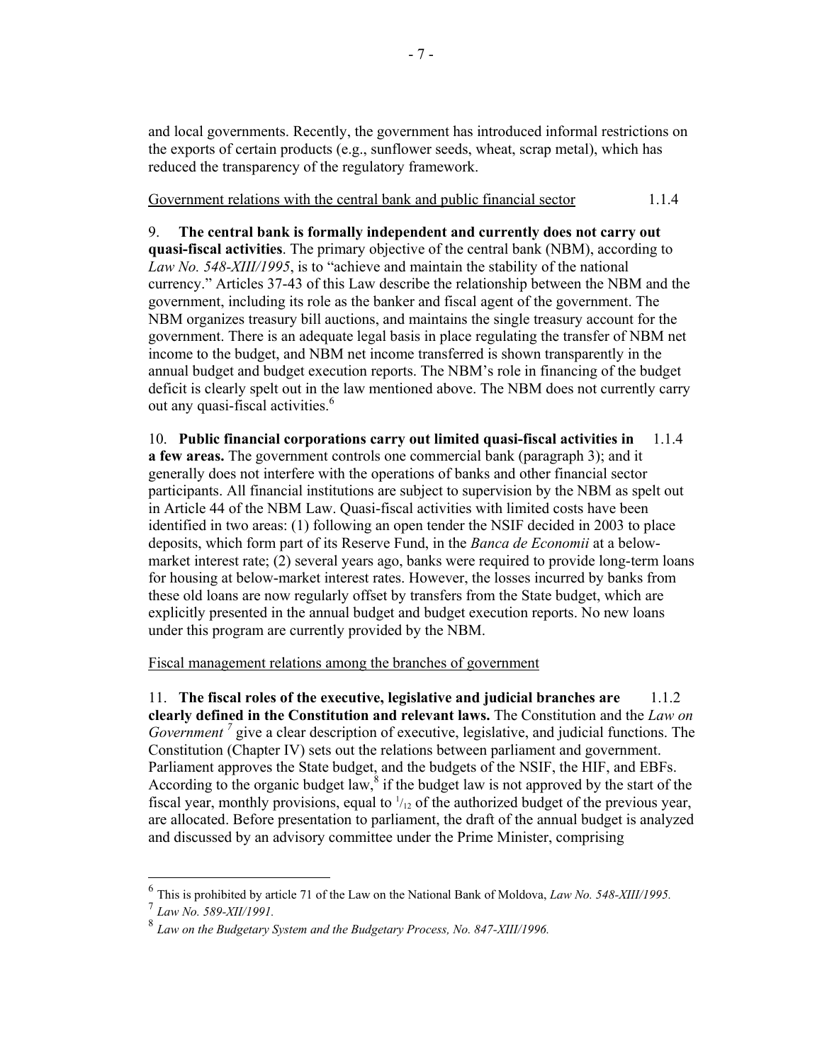and local governments. Recently, the government has introduced informal restrictions on the exports of certain products (e.g., sunflower seeds, wheat, scrap metal), which has reduced the transparency of the regulatory framework.

Government relations with the central bank and public financial sector 1.1.4

9. **The central bank is formally independent and currently does not carry out quasi-fiscal activities**. The primary objective of the central bank (NBM), according to *Law No. 548-XIII/1995*, is to "achieve and maintain the stability of the national currency." Articles 37-43 of this Law describe the relationship between the NBM and the government, including its role as the banker and fiscal agent of the government. The NBM organizes treasury bill auctions, and maintains the single treasury account for the government. There is an adequate legal basis in place regulating the transfer of NBM net income to the budget, and NBM net income transferred is shown transparently in the annual budget and budget execution reports. The NBM's role in financing of the budget deficit is clearly spelt out in the law mentioned above. The NBM does not currently carry out any quasi-fiscal activities.[6]

10. **Public financial corporations carry out limited quasi-fiscal activities in a few areas.** 1.1.4 The government controls one commercial bank (paragraph 3); and it generally does not interfere with the operations of banks and other financial sector participants. All financial institutions are subject to supervision by the NBM as spelt out in Article 44 of the NBM Law. Quasi-fiscal activities with limited costs have been identified in two areas: (1) following an open tender the NSIF decided in 2003 to place deposits, which form part of its Reserve Fund, in the *Banca de Economii* at a below-market interest rate; (2) several years ago, banks were required to provide long-term loans for housing at below-market interest rates. However, the losses incurred by banks from these old loans are now regularly offset by transfers from the State budget, which are explicitly presented in the annual budget and budget execution reports. No new loans under this program are currently provided by the NBM.

Fiscal management relations among the branches of government

11. **The fiscal roles of the executive, legislative and judicial branches are clearly defined in the Constitution and relevant laws.** 1.1.2 The Constitution and the *Law on Government*[7] give a clear description of executive, legislative, and judicial functions. The Constitution (Chapter IV) sets out the relations between parliament and government. Parliament approves the State budget, and the budgets of the NSIF, the HIF, and EBFs. According to the organic budget law,[8] if the budget law is not approved by the start of the fiscal year, monthly provisions, equal to $^1/_{12}$ of the authorized budget of the previous year, are allocated. Before presentation to parliament, the draft of the annual budget is analyzed and discussed by an advisory committee under the Prime Minister, comprising

---

[6] This is prohibited by article 71 of the Law on the National Bank of Moldova, *Law No. 548-XIII/1995.*

[7] *Law No. 589-XII/1991.*

[8] *Law on the Budgetary System and the Budgetary Process, No. 847-XIII/1996.*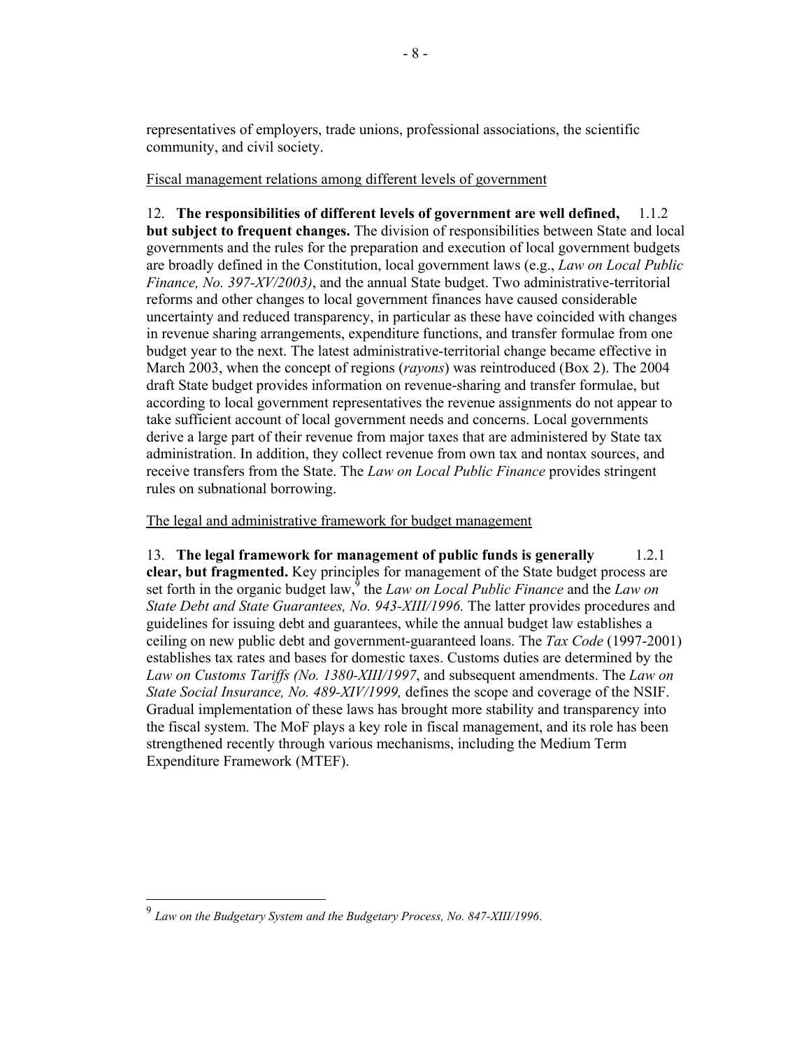representatives of employers, trade unions, professional associations, the scientific community, and civil society.

Fiscal management relations among different levels of government

12. **The responsibilities of different levels of government are well defined, but subject to frequent changes.** 1.1.2 The division of responsibilities between State and local governments and the rules for the preparation and execution of local government budgets are broadly defined in the Constitution, local government laws (e.g., *Law on Local Public Finance, No. 397-XV/2003)*, and the annual State budget. Two administrative-territorial reforms and other changes to local government finances have caused considerable uncertainty and reduced transparency, in particular as these have coincided with changes in revenue sharing arrangements, expenditure functions, and transfer formulae from one budget year to the next. The latest administrative-territorial change became effective in March 2003, when the concept of regions (*rayons*) was reintroduced (Box 2). The 2004 draft State budget provides information on revenue-sharing and transfer formulae, but according to local government representatives the revenue assignments do not appear to take sufficient account of local government needs and concerns. Local governments derive a large part of their revenue from major taxes that are administered by State tax administration. In addition, they collect revenue from own tax and nontax sources, and receive transfers from the State. The *Law on Local Public Finance* provides stringent rules on subnational borrowing.

The legal and administrative framework for budget management

13. **The legal framework for management of public funds is generally clear, but fragmented.** 1.2.1 Key principles for management of the State budget process are set forth in the organic budget law,[9] the *Law on Local Public Finance* and the *Law on State Debt and State Guarantees, No. 943-XIII/1996.* The latter provides procedures and guidelines for issuing debt and guarantees, while the annual budget law establishes a ceiling on new public debt and government-guaranteed loans. The *Tax Code* (1997-2001) establishes tax rates and bases for domestic taxes. Customs duties are determined by the *Law on Customs Tariffs (No. 1380-XIII/1997*, and subsequent amendments. The *Law on State Social Insurance, No. 489-XIV/1999,* defines the scope and coverage of the NSIF. Gradual implementation of these laws has brought more stability and transparency into the fiscal system. The MoF plays a key role in fiscal management, and its role has been strengthened recently through various mechanisms, including the Medium Term Expenditure Framework (MTEF).

---

[9] *Law on the Budgetary System and the Budgetary Process, No. 847-XIII/1996*.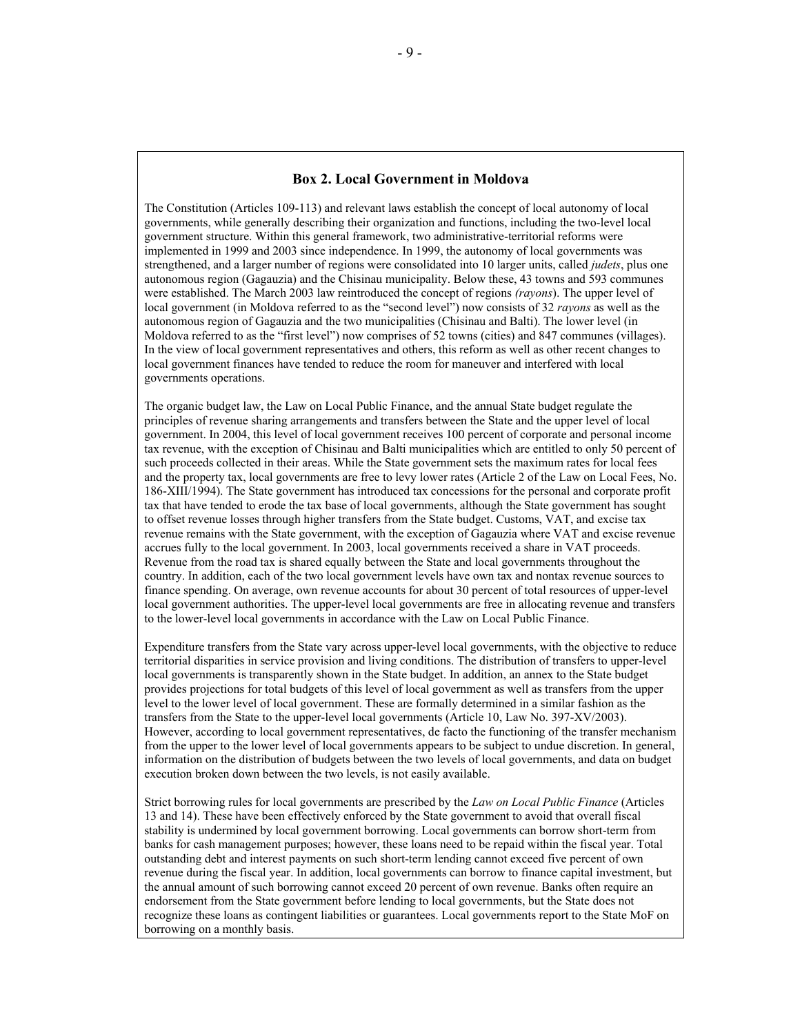## Box 2. Local Government in Moldova

The Constitution (Articles 109-113) and relevant laws establish the concept of local autonomy of local governments, while generally describing their organization and functions, including the two-level local government structure. Within this general framework, two administrative-territorial reforms were implemented in 1999 and 2003 since independence. In 1999, the autonomy of local governments was strengthened, and a larger number of regions were consolidated into 10 larger units, called *judets*, plus one autonomous region (Gagauzia) and the Chisinau municipality. Below these, 43 towns and 593 communes were established. The March 2003 law reintroduced the concept of regions *(rayons*). The upper level of local government (in Moldova referred to as the "second level") now consists of 32 *rayons* as well as the autonomous region of Gagauzia and the two municipalities (Chisinau and Balti). The lower level (in Moldova referred to as the "first level") now comprises of 52 towns (cities) and 847 communes (villages). In the view of local government representatives and others, this reform as well as other recent changes to local government finances have tended to reduce the room for maneuver and interfered with local governments operations.

The organic budget law, the Law on Local Public Finance, and the annual State budget regulate the principles of revenue sharing arrangements and transfers between the State and the upper level of local government. In 2004, this level of local government receives 100 percent of corporate and personal income tax revenue, with the exception of Chisinau and Balti municipalities which are entitled to only 50 percent of such proceeds collected in their areas. While the State government sets the maximum rates for local fees and the property tax, local governments are free to levy lower rates (Article 2 of the Law on Local Fees, No. 186-XIII/1994). The State government has introduced tax concessions for the personal and corporate profit tax that have tended to erode the tax base of local governments, although the State government has sought to offset revenue losses through higher transfers from the State budget. Customs, VAT, and excise tax revenue remains with the State government, with the exception of Gagauzia where VAT and excise revenue accrues fully to the local government. In 2003, local governments received a share in VAT proceeds. Revenue from the road tax is shared equally between the State and local governments throughout the country. In addition, each of the two local government levels have own tax and nontax revenue sources to finance spending. On average, own revenue accounts for about 30 percent of total resources of upper-level local government authorities. The upper-level local governments are free in allocating revenue and transfers to the lower-level local governments in accordance with the Law on Local Public Finance.

Expenditure transfers from the State vary across upper-level local governments, with the objective to reduce territorial disparities in service provision and living conditions. The distribution of transfers to upper-level local governments is transparently shown in the State budget. In addition, an annex to the State budget provides projections for total budgets of this level of local government as well as transfers from the upper level to the lower level of local government. These are formally determined in a similar fashion as the transfers from the State to the upper-level local governments (Article 10, Law No. 397-XV/2003). However, according to local government representatives, de facto the functioning of the transfer mechanism from the upper to the lower level of local governments appears to be subject to undue discretion. In general, information on the distribution of budgets between the two levels of local governments, and data on budget execution broken down between the two levels, is not easily available.

Strict borrowing rules for local governments are prescribed by the *Law on Local Public Finance* (Articles 13 and 14). These have been effectively enforced by the State government to avoid that overall fiscal stability is undermined by local government borrowing. Local governments can borrow short-term from banks for cash management purposes; however, these loans need to be repaid within the fiscal year. Total outstanding debt and interest payments on such short-term lending cannot exceed five percent of own revenue during the fiscal year. In addition, local governments can borrow to finance capital investment, but the annual amount of such borrowing cannot exceed 20 percent of own revenue. Banks often require an endorsement from the State government before lending to local governments, but the State does not recognize these loans as contingent liabilities or guarantees. Local governments report to the State MoF on borrowing on a monthly basis.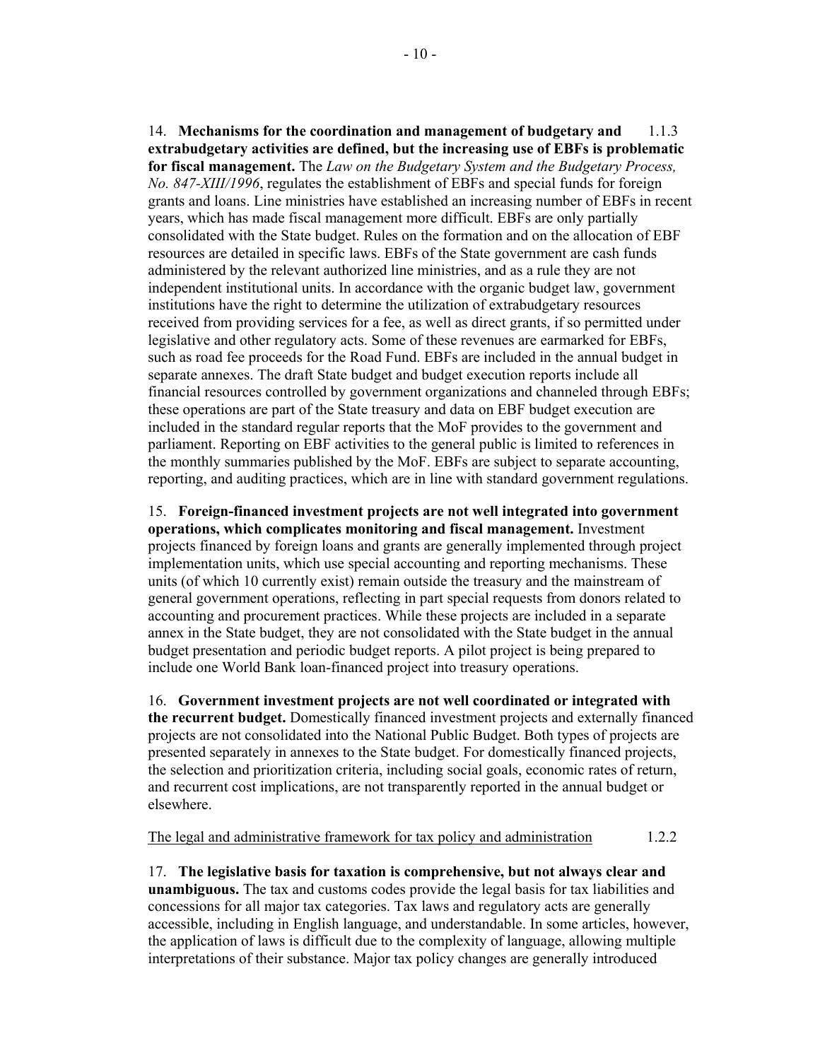14. **Mechanisms for the coordination and management of budgetary and extrabudgetary activities are defined, but the increasing use of EBFs is problematic for fiscal management.** 1.1.3 The *Law on the Budgetary System and the Budgetary Process, No. 847-XIII/1996*, regulates the establishment of EBFs and special funds for foreign grants and loans. Line ministries have established an increasing number of EBFs in recent years, which has made fiscal management more difficult. EBFs are only partially consolidated with the State budget. Rules on the formation and on the allocation of EBF resources are detailed in specific laws. EBFs of the State government are cash funds administered by the relevant authorized line ministries, and as a rule they are not independent institutional units. In accordance with the organic budget law, government institutions have the right to determine the utilization of extrabudgetary resources received from providing services for a fee, as well as direct grants, if so permitted under legislative and other regulatory acts. Some of these revenues are earmarked for EBFs, such as road fee proceeds for the Road Fund. EBFs are included in the annual budget in separate annexes. The draft State budget and budget execution reports include all financial resources controlled by government organizations and channeled through EBFs; these operations are part of the State treasury and data on EBF budget execution are included in the standard regular reports that the MoF provides to the government and parliament. Reporting on EBF activities to the general public is limited to references in the monthly summaries published by the MoF. EBFs are subject to separate accounting, reporting, and auditing practices, which are in line with standard government regulations.

15. **Foreign-financed investment projects are not well integrated into government operations, which complicates monitoring and fiscal management.** Investment projects financed by foreign loans and grants are generally implemented through project implementation units, which use special accounting and reporting mechanisms. These units (of which 10 currently exist) remain outside the treasury and the mainstream of general government operations, reflecting in part special requests from donors related to accounting and procurement practices. While these projects are included in a separate annex in the State budget, they are not consolidated with the State budget in the annual budget presentation and periodic budget reports. A pilot project is being prepared to include one World Bank loan-financed project into treasury operations.

16. **Government investment projects are not well coordinated or integrated with the recurrent budget.** Domestically financed investment projects and externally financed projects are not consolidated into the National Public Budget. Both types of projects are presented separately in annexes to the State budget. For domestically financed projects, the selection and prioritization criteria, including social goals, economic rates of return, and recurrent cost implications, are not transparently reported in the annual budget or elsewhere.

<u>The legal and administrative framework for tax policy and administration</u> 1.2.2

17. **The legislative basis for taxation is comprehensive, but not always clear and unambiguous.** The tax and customs codes provide the legal basis for tax liabilities and concessions for all major tax categories. Tax laws and regulatory acts are generally accessible, including in English language, and understandable. In some articles, however, the application of laws is difficult due to the complexity of language, allowing multiple interpretations of their substance. Major tax policy changes are generally introduced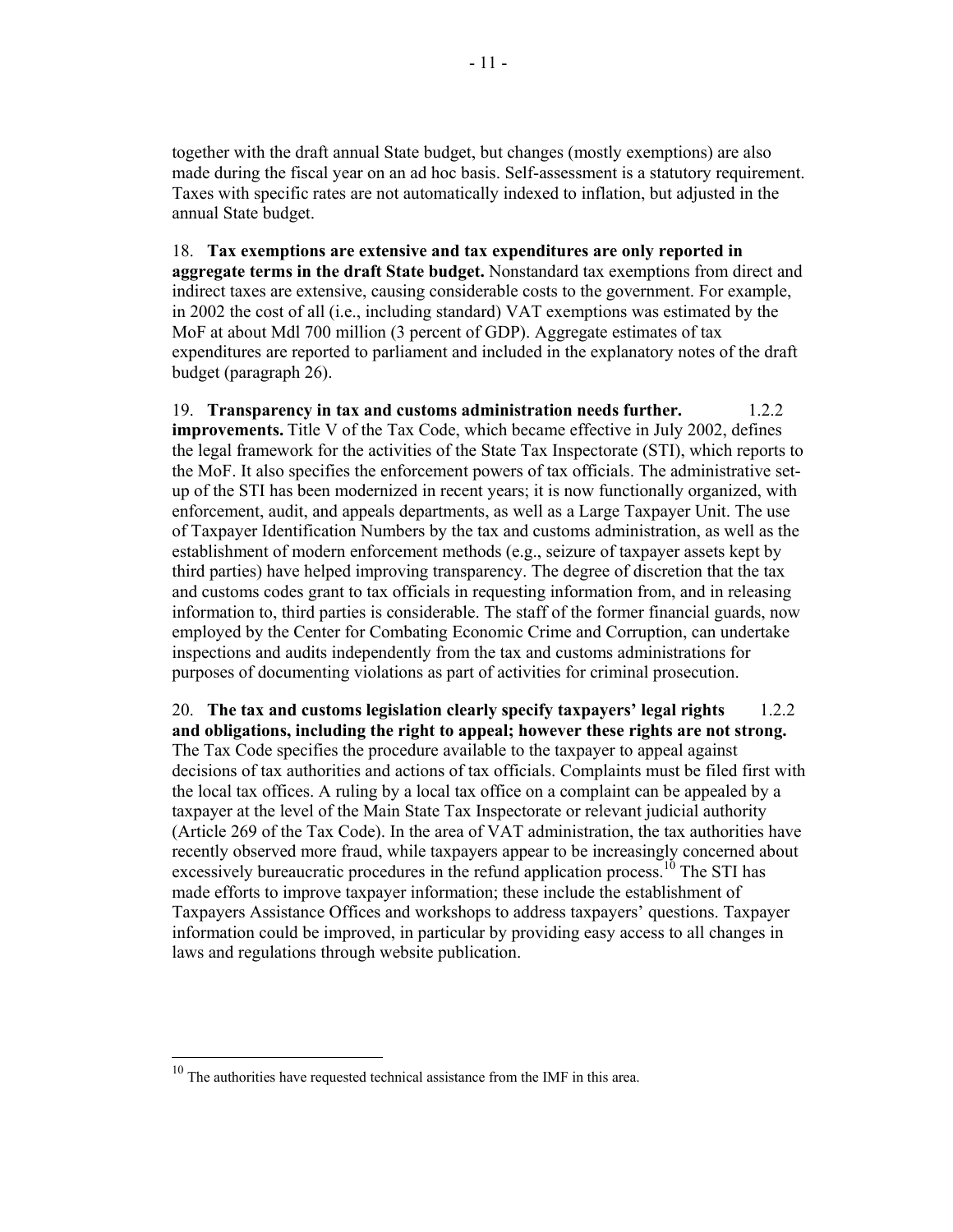together with the draft annual State budget, but changes (mostly exemptions) are also made during the fiscal year on an ad hoc basis. Self-assessment is a statutory requirement. Taxes with specific rates are not automatically indexed to inflation, but adjusted in the annual State budget.

18. **Tax exemptions are extensive and tax expenditures are only reported in aggregate terms in the draft State budget.** Nonstandard tax exemptions from direct and indirect taxes are extensive, causing considerable costs to the government. For example, in 2002 the cost of all (i.e., including standard) VAT exemptions was estimated by the MoF at about Mdl 700 million (3 percent of GDP). Aggregate estimates of tax expenditures are reported to parliament and included in the explanatory notes of the draft budget (paragraph 26).

19. **Transparency in tax and customs administration needs further improvements.** Title V of the Tax Code, which became effective in July 2002, defines the legal framework for the activities of the State Tax Inspectorate (STI), which reports to the MoF. It also specifies the enforcement powers of tax officials. The administrative set-up of the STI has been modernized in recent years; it is now functionally organized, with enforcement, audit, and appeals departments, as well as a Large Taxpayer Unit. The use of Taxpayer Identification Numbers by the tax and customs administration, as well as the establishment of modern enforcement methods (e.g., seizure of taxpayer assets kept by third parties) have helped improving transparency. The degree of discretion that the tax and customs codes grant to tax officials in requesting information from, and in releasing information to, third parties is considerable. The staff of the former financial guards, now employed by the Center for Combating Economic Crime and Corruption, can undertake inspections and audits independently from the tax and customs administrations for purposes of documenting violations as part of activities for criminal prosecution.

1.2.2

20. **The tax and customs legislation clearly specify taxpayers' legal rights and obligations, including the right to appeal; however these rights are not strong.** The Tax Code specifies the procedure available to the taxpayer to appeal against decisions of tax authorities and actions of tax officials. Complaints must be filed first with the local tax offices. A ruling by a local tax office on a complaint can be appealed by a taxpayer at the level of the Main State Tax Inspectorate or relevant judicial authority (Article 269 of the Tax Code). In the area of VAT administration, the tax authorities have recently observed more fraud, while taxpayers appear to be increasingly concerned about excessively bureaucratic procedures in the refund application process.[10] The STI has made efforts to improve taxpayer information; these include the establishment of Taxpayers Assistance Offices and workshops to address taxpayers' questions. Taxpayer information could be improved, in particular by providing easy access to all changes in laws and regulations through website publication.

1.2.2

[10] The authorities have requested technical assistance from the IMF in this area.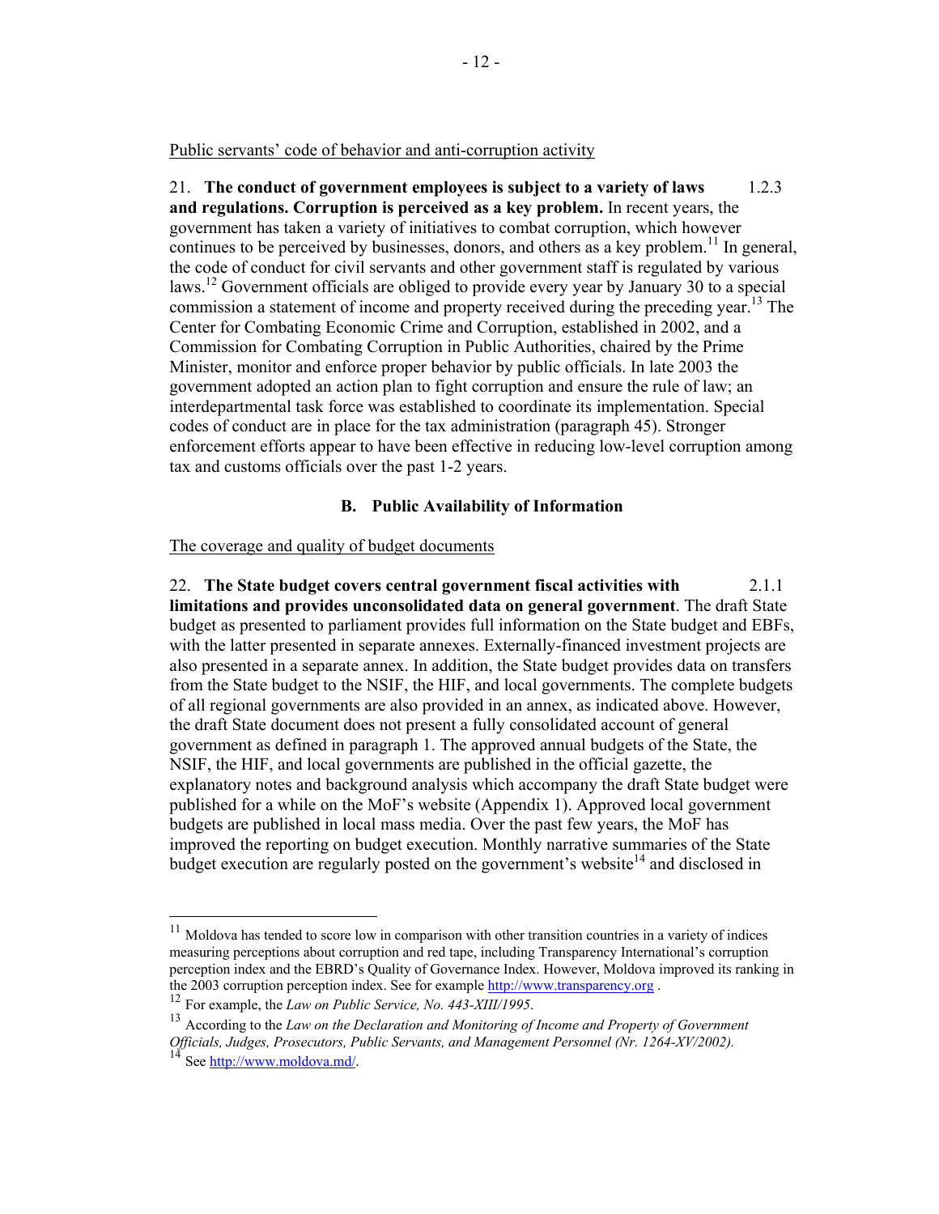Public servants' code of behavior and anti-corruption activity

21. **The conduct of government employees is subject to a variety of laws and regulations. Corruption is perceived as a key problem.** In recent years, the government has taken a variety of initiatives to combat corruption, which however continues to be perceived by businesses, donors, and others as a key problem.[11] In general, the code of conduct for civil servants and other government staff is regulated by various laws.[12] Government officials are obliged to provide every year by January 30 to a special commission a statement of income and property received during the preceding year.[13] The Center for Combating Economic Crime and Corruption, established in 2002, and a Commission for Combating Corruption in Public Authorities, chaired by the Prime Minister, monitor and enforce proper behavior by public officials. In late 2003 the government adopted an action plan to fight corruption and ensure the rule of law; an interdepartmental task force was established to coordinate its implementation. Special codes of conduct are in place for the tax administration (paragraph 45). Stronger enforcement efforts appear to have been effective in reducing low-level corruption among tax and customs officials over the past 1-2 years. 1.2.3

## B. Public Availability of Information

The coverage and quality of budget documents

22. **The State budget covers central government fiscal activities with limitations and provides unconsolidated data on general government**. The draft State budget as presented to parliament provides full information on the State budget and EBFs, with the latter presented in separate annexes. Externally-financed investment projects are also presented in a separate annex. In addition, the State budget provides data on transfers from the State budget to the NSIF, the HIF, and local governments. The complete budgets of all regional governments are also provided in an annex, as indicated above. However, the draft State document does not present a fully consolidated account of general government as defined in paragraph 1. The approved annual budgets of the State, the NSIF, the HIF, and local governments are published in the official gazette, the explanatory notes and background analysis which accompany the draft State budget were published for a while on the MoF's website (Appendix 1). Approved local government budgets are published in local mass media. Over the past few years, the MoF has improved the reporting on budget execution. Monthly narrative summaries of the State budget execution are regularly posted on the government's website[14] and disclosed in 2.1.1

---

[11] Moldova has tended to score low in comparison with other transition countries in a variety of indices measuring perceptions about corruption and red tape, including Transparency International's corruption perception index and the EBRD's Quality of Governance Index. However, Moldova improved its ranking in the 2003 corruption perception index. See for example http://www.transparency.org .

[12] For example, the *Law on Public Service, No. 443-XIII/1995*.

[13] According to the *Law on the Declaration and Monitoring of Income and Property of Government Officials, Judges, Prosecutors, Public Servants, and Management Personnel (Nr. 1264-XV/2002).*

[14] See http://www.moldova.md/.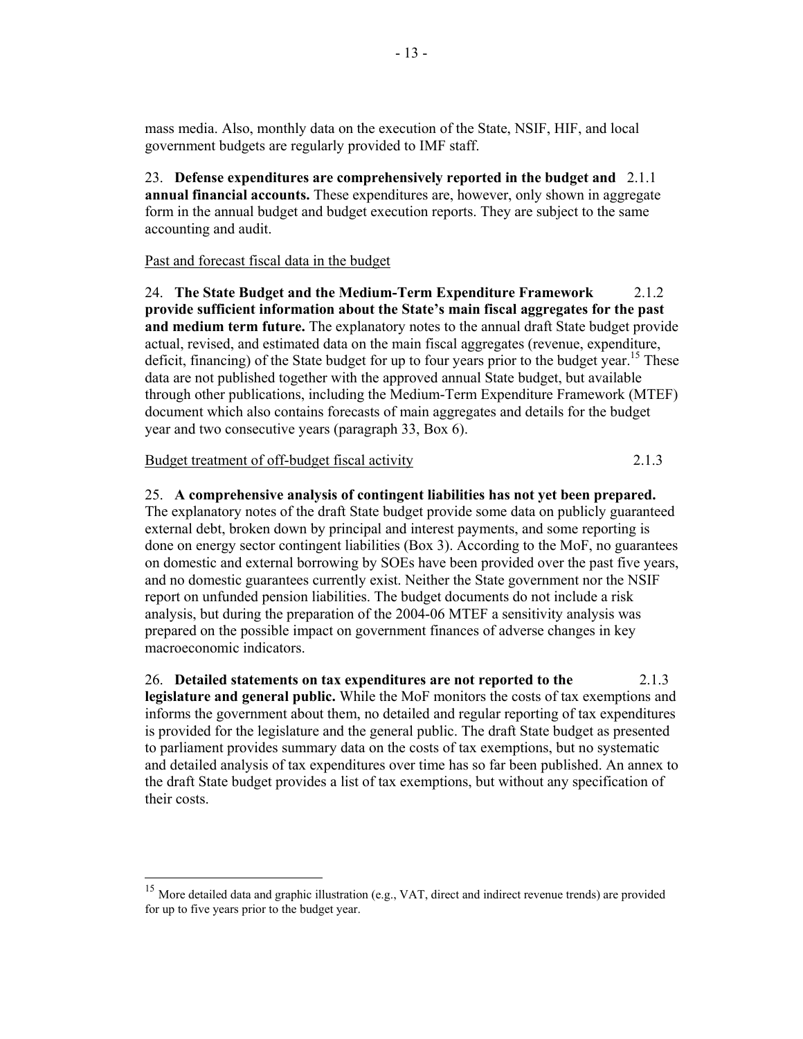mass media. Also, monthly data on the execution of the State, NSIF, HIF, and local government budgets are regularly provided to IMF staff.

23. **Defense expenditures are comprehensively reported in the budget and annual financial accounts.** These expenditures are, however, only shown in aggregate form in the annual budget and budget execution reports. They are subject to the same accounting and audit. 2.1.1

Past and forecast fiscal data in the budget

24. **The State Budget and the Medium-Term Expenditure Framework provide sufficient information about the State's main fiscal aggregates for the past and medium term future.** The explanatory notes to the annual draft State budget provide actual, revised, and estimated data on the main fiscal aggregates (revenue, expenditure, deficit, financing) of the State budget for up to four years prior to the budget year.[15] These data are not published together with the approved annual State budget, but available through other publications, including the Medium-Term Expenditure Framework (MTEF) document which also contains forecasts of main aggregates and details for the budget year and two consecutive years (paragraph 33, Box 6). 2.1.2

Budget treatment of off-budget fiscal activity 2.1.3

25. **A comprehensive analysis of contingent liabilities has not yet been prepared.** The explanatory notes of the draft State budget provide some data on publicly guaranteed external debt, broken down by principal and interest payments, and some reporting is done on energy sector contingent liabilities (Box 3). According to the MoF, no guarantees on domestic and external borrowing by SOEs have been provided over the past five years, and no domestic guarantees currently exist. Neither the State government nor the NSIF report on unfunded pension liabilities. The budget documents do not include a risk analysis, but during the preparation of the 2004-06 MTEF a sensitivity analysis was prepared on the possible impact on government finances of adverse changes in key macroeconomic indicators.

26. **Detailed statements on tax expenditures are not reported to the legislature and general public.** While the MoF monitors the costs of tax exemptions and informs the government about them, no detailed and regular reporting of tax expenditures is provided for the legislature and the general public. The draft State budget as presented to parliament provides summary data on the costs of tax exemptions, but no systematic and detailed analysis of tax expenditures over time has so far been published. An annex to the draft State budget provides a list of tax exemptions, but without any specification of their costs. 2.1.3

---

[15] More detailed data and graphic illustration (e.g., VAT, direct and indirect revenue trends) are provided for up to five years prior to the budget year.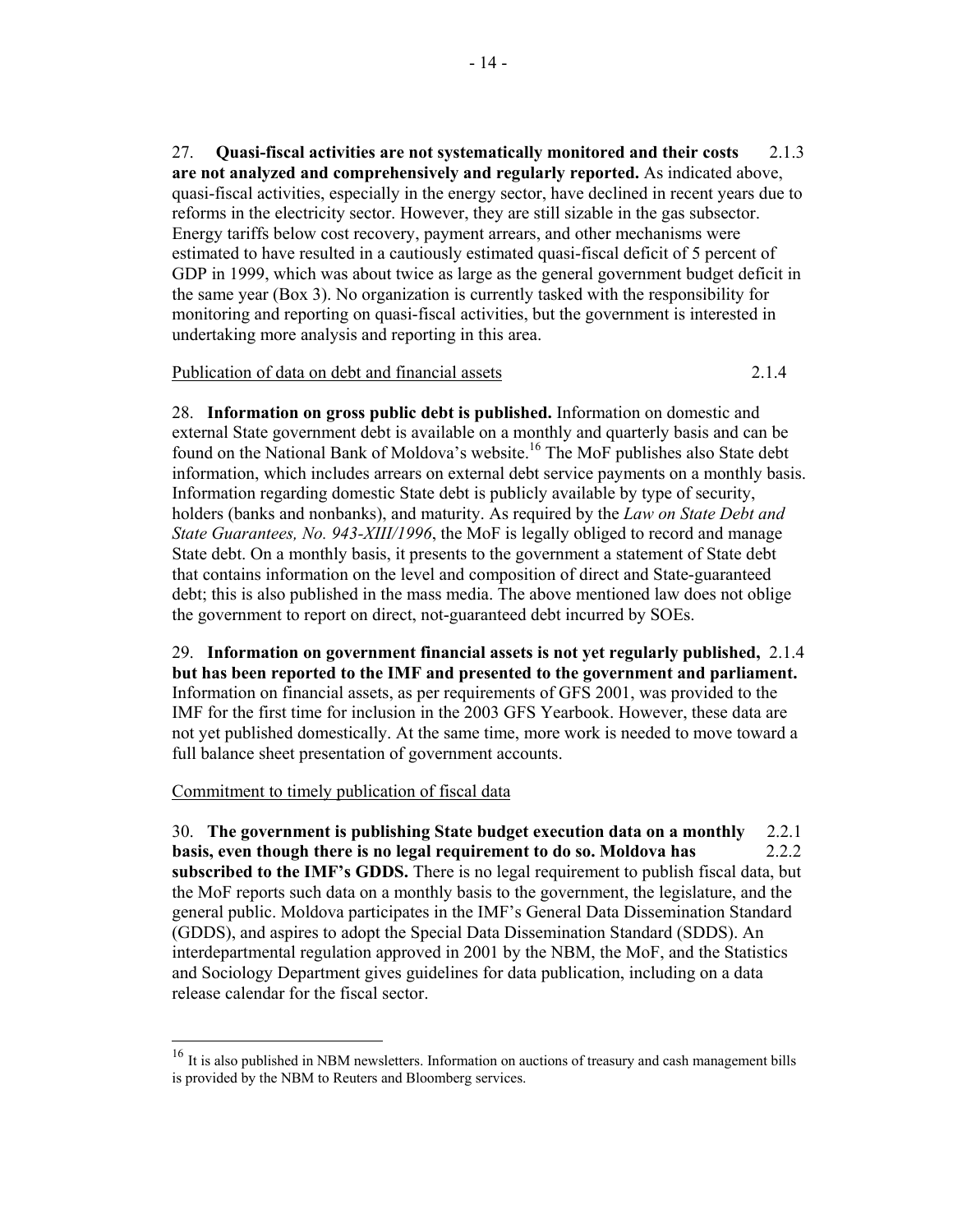27. **Quasi-fiscal activities are not systematically monitored and their costs are not analyzed and comprehensively and regularly reported.** As indicated above, quasi-fiscal activities, especially in the energy sector, have declined in recent years due to reforms in the electricity sector. However, they are still sizable in the gas subsector. Energy tariffs below cost recovery, payment arrears, and other mechanisms were estimated to have resulted in a cautiously estimated quasi-fiscal deficit of 5 percent of GDP in 1999, which was about twice as large as the general government budget deficit in the same year (Box 3). No organization is currently tasked with the responsibility for monitoring and reporting on quasi-fiscal activities, but the government is interested in undertaking more analysis and reporting in this area. 2.1.3

Publication of data on debt and financial assets 2.1.4

28. **Information on gross public debt is published.** Information on domestic and external State government debt is available on a monthly and quarterly basis and can be found on the National Bank of Moldova's website.[16] The MoF publishes also State debt information, which includes arrears on external debt service payments on a monthly basis. Information regarding domestic State debt is publicly available by type of security, holders (banks and nonbanks), and maturity. As required by the *Law on State Debt and State Guarantees, No. 943-XIII/1996*, the MoF is legally obliged to record and manage State debt. On a monthly basis, it presents to the government a statement of State debt that contains information on the level and composition of direct and State-guaranteed debt; this is also published in the mass media. The above mentioned law does not oblige the government to report on direct, not-guaranteed debt incurred by SOEs.

29. **Information on government financial assets is not yet regularly published, but has been reported to the IMF and presented to the government and parliament.** Information on financial assets, as per requirements of GFS 2001, was provided to the IMF for the first time for inclusion in the 2003 GFS Yearbook. However, these data are not yet published domestically. At the same time, more work is needed to move toward a full balance sheet presentation of government accounts. 2.1.4

Commitment to timely publication of fiscal data

30. **The government is publishing State budget execution data on a monthly basis, even though there is no legal requirement to do so. Moldova has subscribed to the IMF's GDDS.** There is no legal requirement to publish fiscal data, but the MoF reports such data on a monthly basis to the government, the legislature, and the general public. Moldova participates in the IMF's General Data Dissemination Standard (GDDS), and aspires to adopt the Special Data Dissemination Standard (SDDS). An interdepartmental regulation approved in 2001 by the NBM, the MoF, and the Statistics and Sociology Department gives guidelines for data publication, including on a data release calendar for the fiscal sector. 2.2.1 2.2.2

---

[16] It is also published in NBM newsletters. Information on auctions of treasury and cash management bills is provided by the NBM to Reuters and Bloomberg services.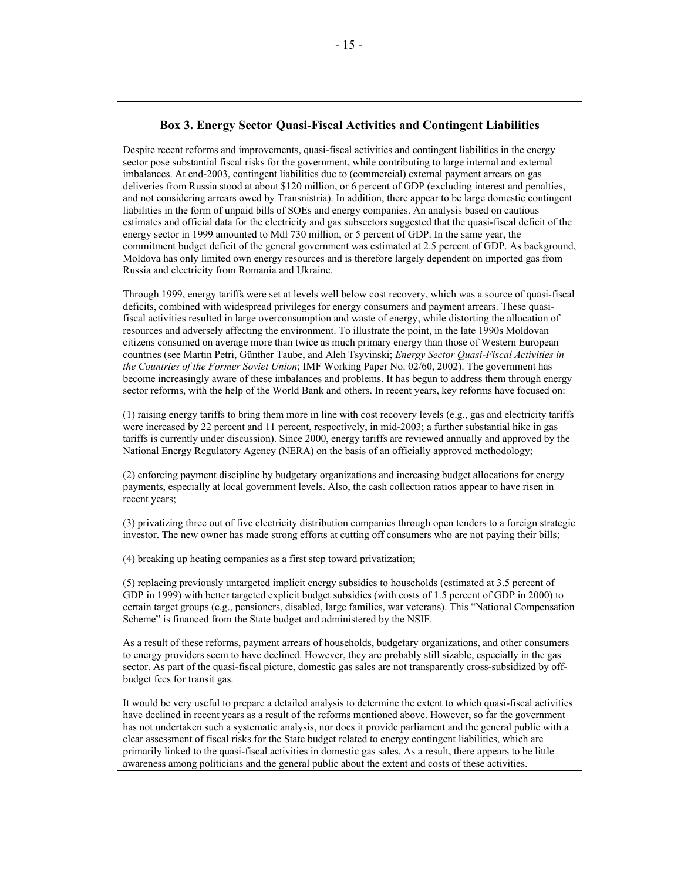### Box 3. Energy Sector Quasi-Fiscal Activities and Contingent Liabilities

Despite recent reforms and improvements, quasi-fiscal activities and contingent liabilities in the energy sector pose substantial fiscal risks for the government, while contributing to large internal and external imbalances. At end-2003, contingent liabilities due to (commercial) external payment arrears on gas deliveries from Russia stood at about $120 million, or 6 percent of GDP (excluding interest and penalties, and not considering arrears owed by Transnistria). In addition, there appear to be large domestic contingent liabilities in the form of unpaid bills of SOEs and energy companies. An analysis based on cautious estimates and official data for the electricity and gas subsectors suggested that the quasi-fiscal deficit of the energy sector in 1999 amounted to Mdl 730 million, or 5 percent of GDP. In the same year, the commitment budget deficit of the general government was estimated at 2.5 percent of GDP. As background, Moldova has only limited own energy resources and is therefore largely dependent on imported gas from Russia and electricity from Romania and Ukraine.

Through 1999, energy tariffs were set at levels well below cost recovery, which was a source of quasi-fiscal deficits, combined with widespread privileges for energy consumers and payment arrears. These quasi-fiscal activities resulted in large overconsumption and waste of energy, while distorting the allocation of resources and adversely affecting the environment. To illustrate the point, in the late 1990s Moldovan citizens consumed on average more than twice as much primary energy than those of Western European countries (see Martin Petri, Günther Taube, and Aleh Tsyvinski; *Energy Sector Quasi-Fiscal Activities in the Countries of the Former Soviet Union*; IMF Working Paper No. 02/60, 2002). The government has become increasingly aware of these imbalances and problems. It has begun to address them through energy sector reforms, with the help of the World Bank and others. In recent years, key reforms have focused on:

(1) raising energy tariffs to bring them more in line with cost recovery levels (e.g., gas and electricity tariffs were increased by 22 percent and 11 percent, respectively, in mid-2003; a further substantial hike in gas tariffs is currently under discussion). Since 2000, energy tariffs are reviewed annually and approved by the National Energy Regulatory Agency (NERA) on the basis of an officially approved methodology;

(2) enforcing payment discipline by budgetary organizations and increasing budget allocations for energy payments, especially at local government levels. Also, the cash collection ratios appear to have risen in recent years;

(3) privatizing three out of five electricity distribution companies through open tenders to a foreign strategic investor. The new owner has made strong efforts at cutting off consumers who are not paying their bills;

(4) breaking up heating companies as a first step toward privatization;

(5) replacing previously untargeted implicit energy subsidies to households (estimated at 3.5 percent of GDP in 1999) with better targeted explicit budget subsidies (with costs of 1.5 percent of GDP in 2000) to certain target groups (e.g., pensioners, disabled, large families, war veterans). This "National Compensation Scheme" is financed from the State budget and administered by the NSIF.

As a result of these reforms, payment arrears of households, budgetary organizations, and other consumers to energy providers seem to have declined. However, they are probably still sizable, especially in the gas sector. As part of the quasi-fiscal picture, domestic gas sales are not transparently cross-subsidized by off-budget fees for transit gas.

It would be very useful to prepare a detailed analysis to determine the extent to which quasi-fiscal activities have declined in recent years as a result of the reforms mentioned above. However, so far the government has not undertaken such a systematic analysis, nor does it provide parliament and the general public with a clear assessment of fiscal risks for the State budget related to energy contingent liabilities, which are primarily linked to the quasi-fiscal activities in domestic gas sales. As a result, there appears to be little awareness among politicians and the general public about the extent and costs of these activities.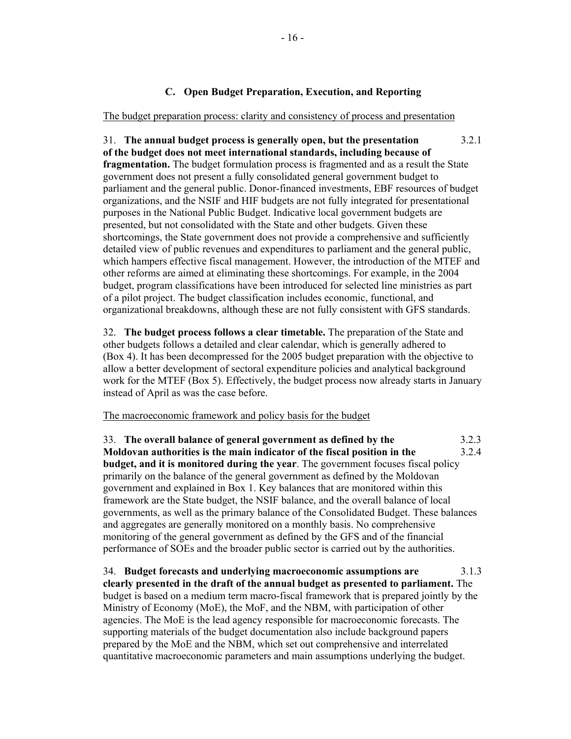### C. Open Budget Preparation, Execution, and Reporting

The budget preparation process: clarity and consistency of process and presentation

31. **The annual budget process is generally open, but the presentation of the budget does not meet international standards, including because of fragmentation.** The budget formulation process is fragmented and as a result the State government does not present a fully consolidated general government budget to parliament and the general public. Donor-financed investments, EBF resources of budget organizations, and the NSIF and HIF budgets are not fully integrated for presentational purposes in the National Public Budget. Indicative local government budgets are presented, but not consolidated with the State and other budgets. Given these shortcomings, the State government does not provide a comprehensive and sufficiently detailed view of public revenues and expenditures to parliament and the general public, which hampers effective fiscal management. However, the introduction of the MTEF and other reforms are aimed at eliminating these shortcomings. For example, in the 2004 budget, program classifications have been introduced for selected line ministries as part of a pilot project. The budget classification includes economic, functional, and organizational breakdowns, although these are not fully consistent with GFS standards. 3.2.1

32. **The budget process follows a clear timetable.** The preparation of the State and other budgets follows a detailed and clear calendar, which is generally adhered to (Box 4). It has been decompressed for the 2005 budget preparation with the objective to allow a better development of sectoral expenditure policies and analytical background work for the MTEF (Box 5). Effectively, the budget process now already starts in January instead of April as was the case before.

The macroeconomic framework and policy basis for the budget

33. **The overall balance of general government as defined by the Moldovan authorities is the main indicator of the fiscal position in the budget, and it is monitored during the year**. The government focuses fiscal policy primarily on the balance of the general government as defined by the Moldovan government and explained in Box 1. Key balances that are monitored within this framework are the State budget, the NSIF balance, and the overall balance of local governments, as well as the primary balance of the Consolidated Budget. These balances and aggregates are generally monitored on a monthly basis. No comprehensive monitoring of the general government as defined by the GFS and of the financial performance of SOEs and the broader public sector is carried out by the authorities. 3.2.3 3.2.4

34. **Budget forecasts and underlying macroeconomic assumptions are clearly presented in the draft of the annual budget as presented to parliament.** The budget is based on a medium term macro-fiscal framework that is prepared jointly by the Ministry of Economy (MoE), the MoF, and the NBM, with participation of other agencies. The MoE is the lead agency responsible for macroeconomic forecasts. The supporting materials of the budget documentation also include background papers prepared by the MoE and the NBM, which set out comprehensive and interrelated quantitative macroeconomic parameters and main assumptions underlying the budget. 3.1.3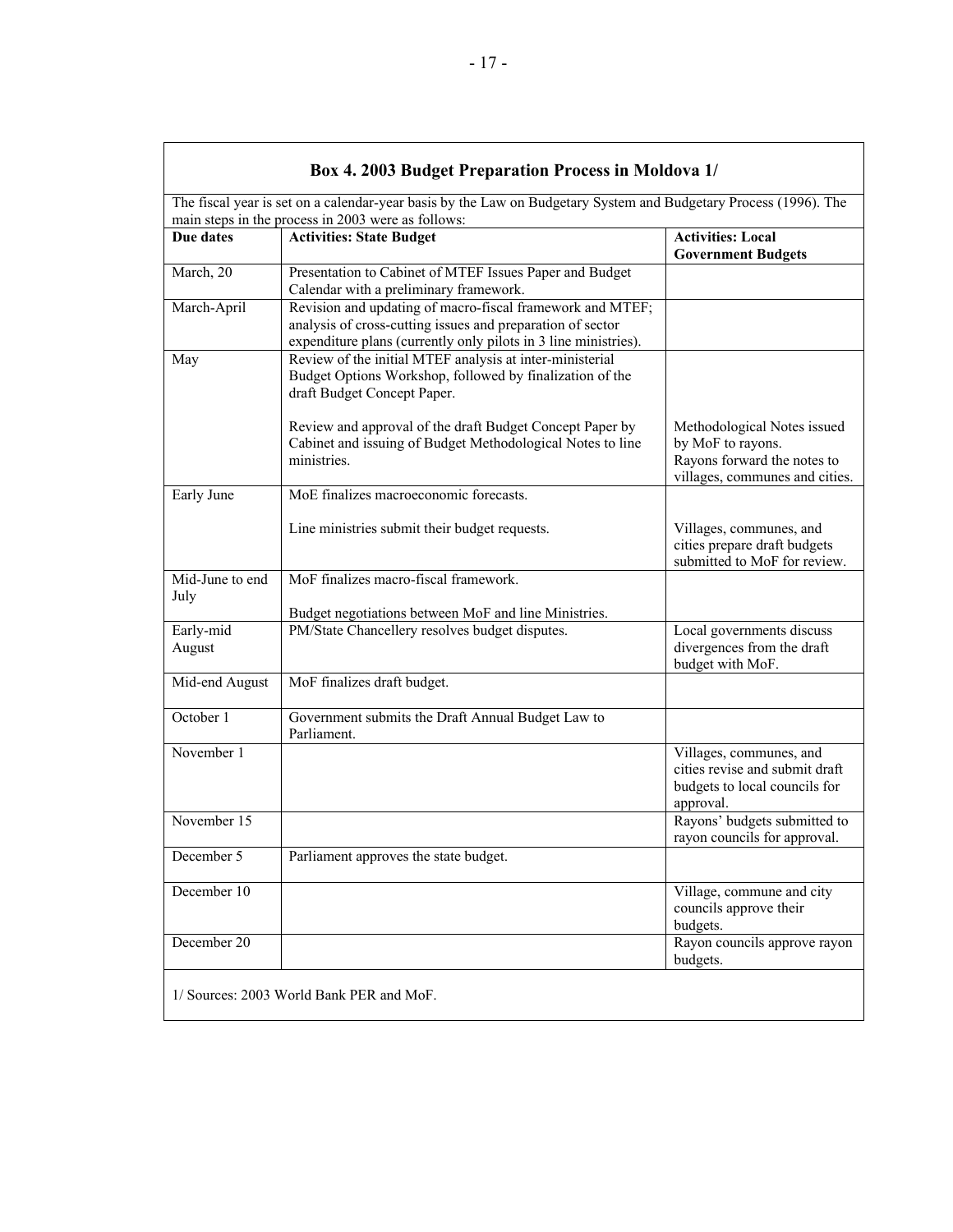### Box 4. 2003 Budget Preparation Process in Moldova 1/

The fiscal year is set on a calendar-year basis by the Law on Budgetary System and Budgetary Process (1996). The main steps in the process in 2003 were as follows:

| Due dates | Activities: State Budget | Activities: Local Government Budgets |
|---|---|---|
| March, 20 | Presentation to Cabinet of MTEF Issues Paper and Budget Calendar with a preliminary framework. | |
| March-April | Revision and updating of macro-fiscal framework and MTEF; analysis of cross-cutting issues and preparation of sector expenditure plans (currently only pilots in 3 line ministries). | |
| May | Review of the initial MTEF analysis at inter-ministerial Budget Options Workshop, followed by finalization of the draft Budget Concept Paper.<br><br>Review and approval of the draft Budget Concept Paper by Cabinet and issuing of Budget Methodological Notes to line ministries. | Methodological Notes issued by MoF to rayons. Rayons forward the notes to villages, communes and cities. |
| Early June | MoE finalizes macroeconomic forecasts.<br><br>Line ministries submit their budget requests. | Villages, communes, and cities prepare draft budgets submitted to MoF for review. |
| Mid-June to end July | MoF finalizes macro-fiscal framework.<br><br>Budget negotiations between MoF and line Ministries. | |
| Early-mid August | PM/State Chancellery resolves budget disputes. | Local governments discuss divergences from the draft budget with MoF. |
| Mid-end August | MoF finalizes draft budget. | |
| October 1 | Government submits the Draft Annual Budget Law to Parliament. | |
| November 1 | | Villages, communes, and cities revise and submit draft budgets to local councils for approval. |
| November 15 | | Rayons' budgets submitted to rayon councils for approval. |
| December 5 | Parliament approves the state budget. | |
| December 10 | | Village, commune and city councils approve their budgets. |
| December 20 | | Rayon councils approve rayon budgets. |

1/ Sources: 2003 World Bank PER and MoF.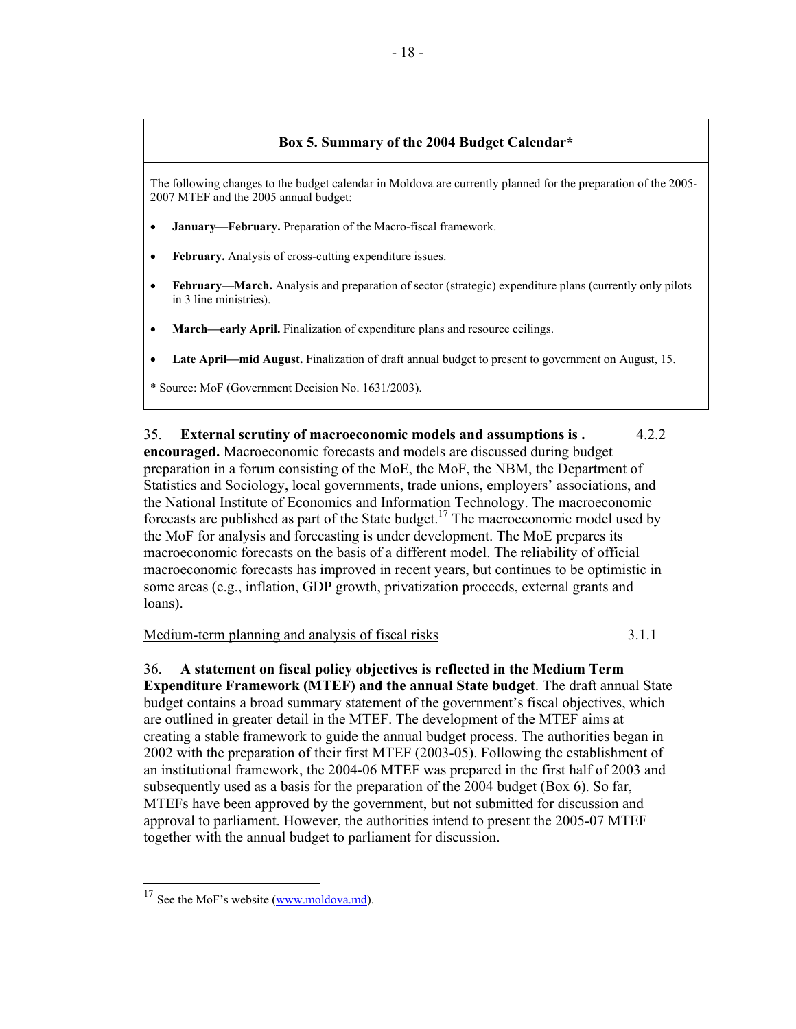**Box 5. Summary of the 2004 Budget Calendar***

The following changes to the budget calendar in Moldova are currently planned for the preparation of the 2005-2007 MTEF and the 2005 annual budget:

- **January—February.** Preparation of the Macro-fiscal framework.
- **February.** Analysis of cross-cutting expenditure issues.
- **February—March.** Analysis and preparation of sector (strategic) expenditure plans (currently only pilots in 3 line ministries).
- **March—early April.** Finalization of expenditure plans and resource ceilings.
- **Late April—mid August.** Finalization of draft annual budget to present to government on August, 15.

* Source: MoF (Government Decision No. 1631/2003).

35. **External scrutiny of macroeconomic models and assumptions is . encouraged.** Macroeconomic forecasts and models are discussed during budget preparation in a forum consisting of the MoE, the MoF, the NBM, the Department of Statistics and Sociology, local governments, trade unions, employers' associations, and the National Institute of Economics and Information Technology. The macroeconomic forecasts are published as part of the State budget.[17] The macroeconomic model used by the MoF for analysis and forecasting is under development. The MoE prepares its macroeconomic forecasts on the basis of a different model. The reliability of official macroeconomic forecasts has improved in recent years, but continues to be optimistic in some areas (e.g., inflation, GDP growth, privatization proceeds, external grants and loans). 4.2.2

Medium-term planning and analysis of fiscal risks 3.1.1

36. **A statement on fiscal policy objectives is reflected in the Medium Term Expenditure Framework (MTEF) and the annual State budget**. The draft annual State budget contains a broad summary statement of the government's fiscal objectives, which are outlined in greater detail in the MTEF. The development of the MTEF aims at creating a stable framework to guide the annual budget process. The authorities began in 2002 with the preparation of their first MTEF (2003-05). Following the establishment of an institutional framework, the 2004-06 MTEF was prepared in the first half of 2003 and subsequently used as a basis for the preparation of the 2004 budget (Box 6). So far, MTEFs have been approved by the government, but not submitted for discussion and approval to parliament. However, the authorities intend to present the 2005-07 MTEF together with the annual budget to parliament for discussion.

[17] See the MoF's website (www.moldova.md).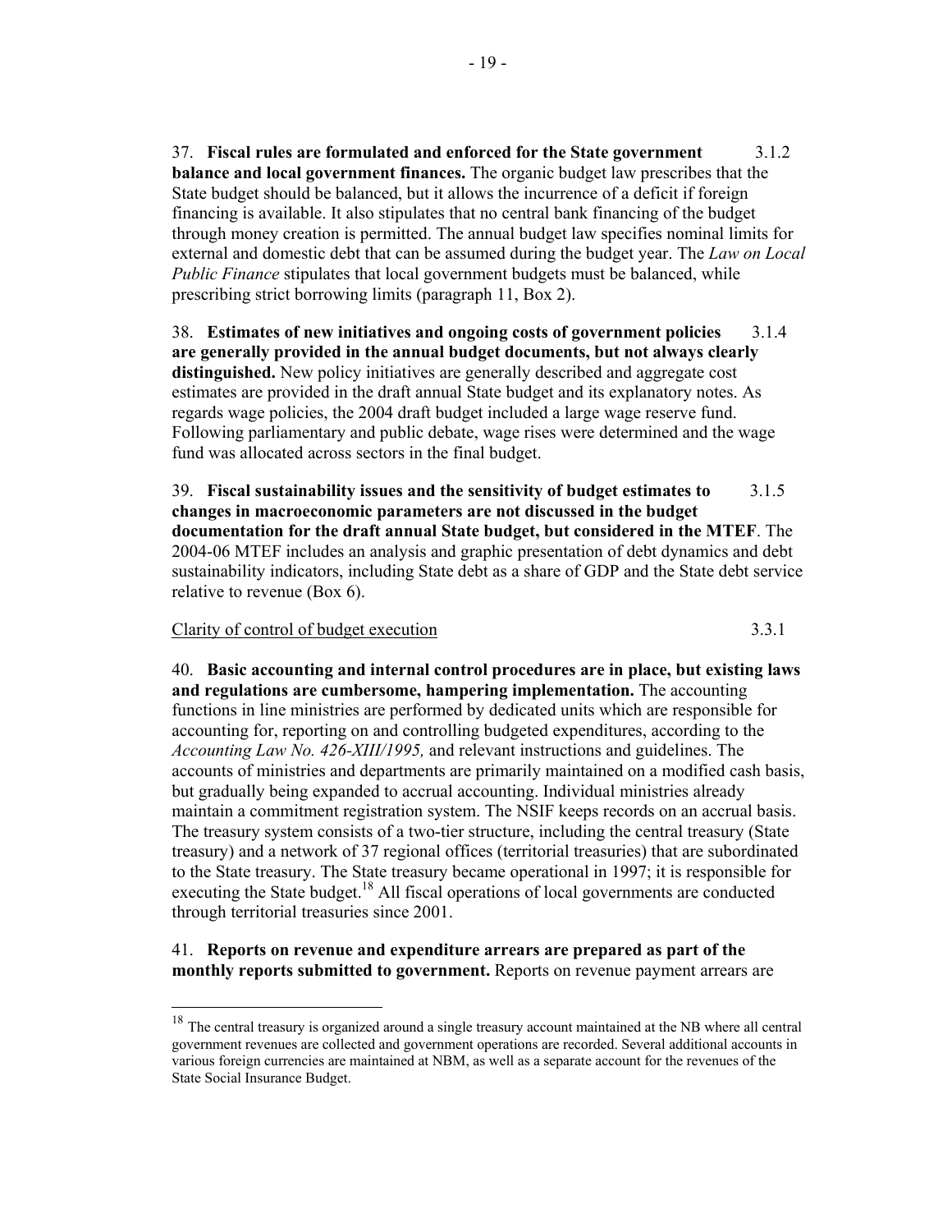37. **Fiscal rules are formulated and enforced for the State government balance and local government finances.** 3.1.2 The organic budget law prescribes that the State budget should be balanced, but it allows the incurrence of a deficit if foreign financing is available. It also stipulates that no central bank financing of the budget through money creation is permitted. The annual budget law specifies nominal limits for external and domestic debt that can be assumed during the budget year. The *Law on Local Public Finance* stipulates that local government budgets must be balanced, while prescribing strict borrowing limits (paragraph 11, Box 2).

38. **Estimates of new initiatives and ongoing costs of government policies are generally provided in the annual budget documents, but not always clearly distinguished.** 3.1.4 New policy initiatives are generally described and aggregate cost estimates are provided in the draft annual State budget and its explanatory notes. As regards wage policies, the 2004 draft budget included a large wage reserve fund. Following parliamentary and public debate, wage rises were determined and the wage fund was allocated across sectors in the final budget.

39. **Fiscal sustainability issues and the sensitivity of budget estimates to changes in macroeconomic parameters are not discussed in the budget documentation for the draft annual State budget, but considered in the MTEF**. 3.1.5 The 2004-06 MTEF includes an analysis and graphic presentation of debt dynamics and debt sustainability indicators, including State debt as a share of GDP and the State debt service relative to revenue (Box 6).

Clarity of control of budget execution 3.3.1

40. **Basic accounting and internal control procedures are in place, but existing laws and regulations are cumbersome, hampering implementation.** The accounting functions in line ministries are performed by dedicated units which are responsible for accounting for, reporting on and controlling budgeted expenditures, according to the *Accounting Law No. 426-XIII/1995,* and relevant instructions and guidelines. The accounts of ministries and departments are primarily maintained on a modified cash basis, but gradually being expanded to accrual accounting. Individual ministries already maintain a commitment registration system. The NSIF keeps records on an accrual basis. The treasury system consists of a two-tier structure, including the central treasury (State treasury) and a network of 37 regional offices (territorial treasuries) that are subordinated to the State treasury. The State treasury became operational in 1997; it is responsible for executing the State budget.[18] All fiscal operations of local governments are conducted through territorial treasuries since 2001.

41. **Reports on revenue and expenditure arrears are prepared as part of the monthly reports submitted to government.** Reports on revenue payment arrears are

---

[18] The central treasury is organized around a single treasury account maintained at the NB where all central government revenues are collected and government operations are recorded. Several additional accounts in various foreign currencies are maintained at NBM, as well as a separate account for the revenues of the State Social Insurance Budget.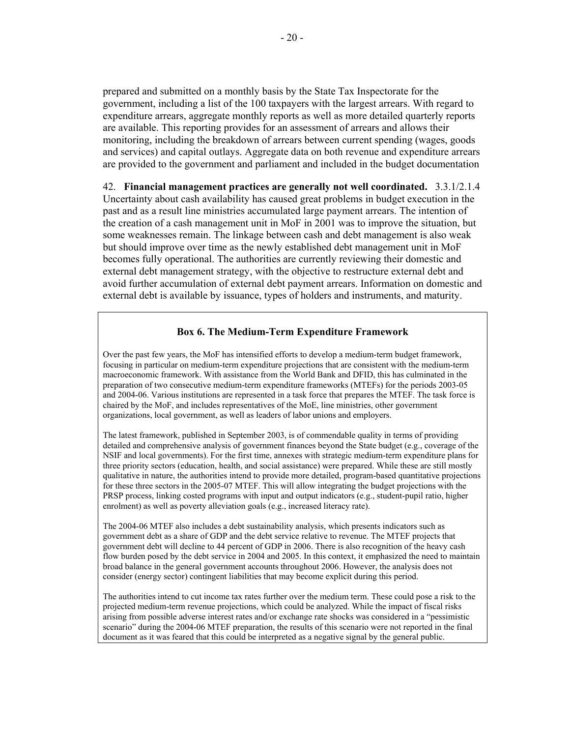prepared and submitted on a monthly basis by the State Tax Inspectorate for the government, including a list of the 100 taxpayers with the largest arrears. With regard to expenditure arrears, aggregate monthly reports as well as more detailed quarterly reports are available. This reporting provides for an assessment of arrears and allows their monitoring, including the breakdown of arrears between current spending (wages, goods and services) and capital outlays. Aggregate data on both revenue and expenditure arrears are provided to the government and parliament and included in the budget documentation

42. **Financial management practices are generally not well coordinated.** 3.3.1/2.1.4 Uncertainty about cash availability has caused great problems in budget execution in the past and as a result line ministries accumulated large payment arrears. The intention of the creation of a cash management unit in MoF in 2001 was to improve the situation, but some weaknesses remain. The linkage between cash and debt management is also weak but should improve over time as the newly established debt management unit in MoF becomes fully operational. The authorities are currently reviewing their domestic and external debt management strategy, with the objective to restructure external debt and avoid further accumulation of external debt payment arrears. Information on domestic and external debt is available by issuance, types of holders and instruments, and maturity.

### Box 6. The Medium-Term Expenditure Framework

Over the past few years, the MoF has intensified efforts to develop a medium-term budget framework, focusing in particular on medium-term expenditure projections that are consistent with the medium-term macroeconomic framework. With assistance from the World Bank and DFID, this has culminated in the preparation of two consecutive medium-term expenditure frameworks (MTEFs) for the periods 2003-05 and 2004-06. Various institutions are represented in a task force that prepares the MTEF. The task force is chaired by the MoF, and includes representatives of the MoE, line ministries, other government organizations, local government, as well as leaders of labor unions and employers.

The latest framework, published in September 2003, is of commendable quality in terms of providing detailed and comprehensive analysis of government finances beyond the State budget (e.g., coverage of the NSIF and local governments). For the first time, annexes with strategic medium-term expenditure plans for three priority sectors (education, health, and social assistance) were prepared. While these are still mostly qualitative in nature, the authorities intend to provide more detailed, program-based quantitative projections for these three sectors in the 2005-07 MTEF. This will allow integrating the budget projections with the PRSP process, linking costed programs with input and output indicators (e.g., student-pupil ratio, higher enrolment) as well as poverty alleviation goals (e.g., increased literacy rate).

The 2004-06 MTEF also includes a debt sustainability analysis, which presents indicators such as government debt as a share of GDP and the debt service relative to revenue. The MTEF projects that government debt will decline to 44 percent of GDP in 2006. There is also recognition of the heavy cash flow burden posed by the debt service in 2004 and 2005. In this context, it emphasized the need to maintain broad balance in the general government accounts throughout 2006. However, the analysis does not consider (energy sector) contingent liabilities that may become explicit during this period.

The authorities intend to cut income tax rates further over the medium term. These could pose a risk to the projected medium-term revenue projections, which could be analyzed. While the impact of fiscal risks arising from possible adverse interest rates and/or exchange rate shocks was considered in a "pessimistic scenario" during the 2004-06 MTEF preparation, the results of this scenario were not reported in the final document as it was feared that this could be interpreted as a negative signal by the general public.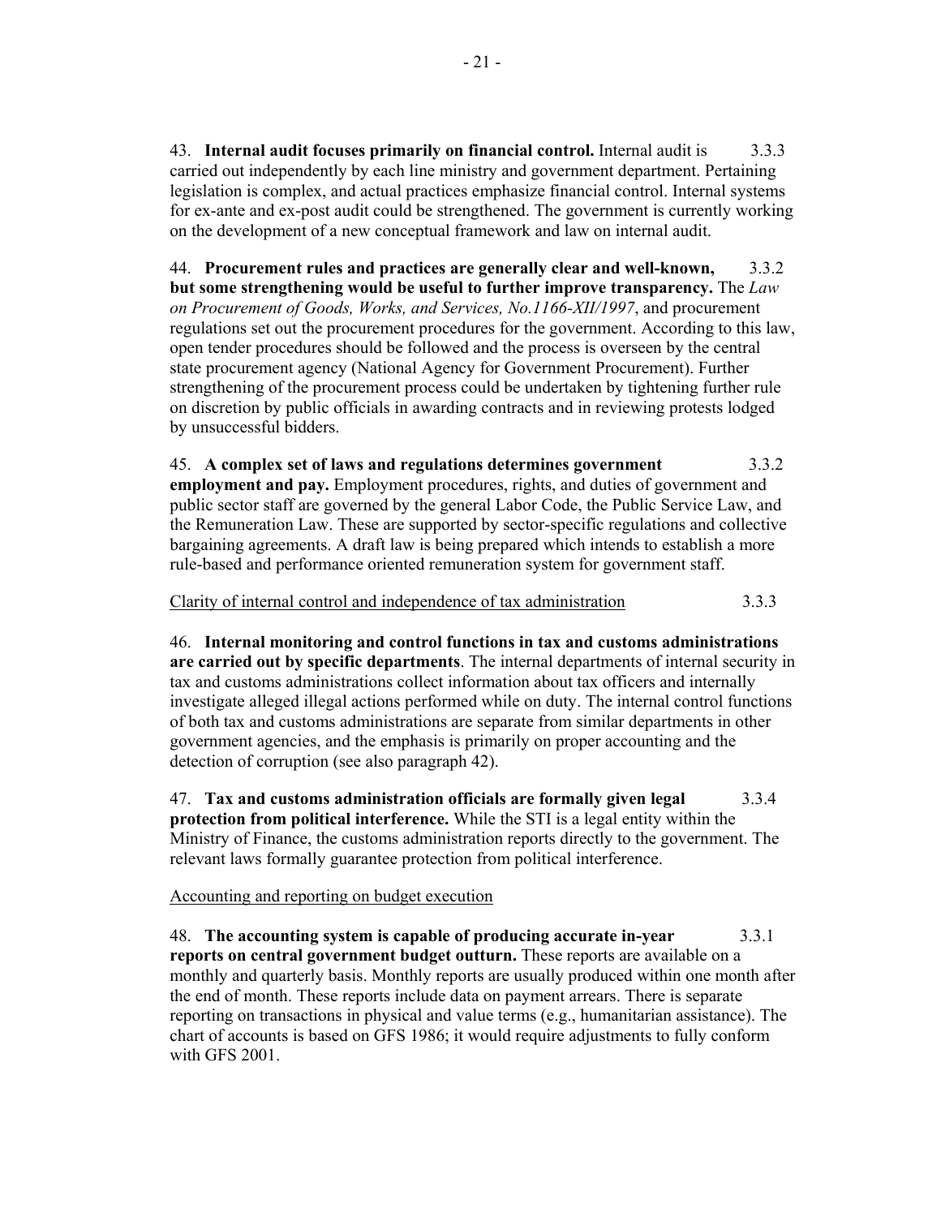43. **Internal audit focuses primarily on financial control.** Internal audit is carried out independently by each line ministry and government department. Pertaining legislation is complex, and actual practices emphasize financial control. Internal systems for ex-ante and ex-post audit could be strengthened. The government is currently working on the development of a new conceptual framework and law on internal audit. 3.3.3

44. **Procurement rules and practices are generally clear and well-known, but some strengthening would be useful to further improve transparency.** The *Law on Procurement of Goods, Works, and Services, No.1166-XII/1997*, and procurement regulations set out the procurement procedures for the government. According to this law, open tender procedures should be followed and the process is overseen by the central state procurement agency (National Agency for Government Procurement). Further strengthening of the procurement process could be undertaken by tightening further rule on discretion by public officials in awarding contracts and in reviewing protests lodged by unsuccessful bidders. 3.3.2

45. **A complex set of laws and regulations determines government employment and pay.** Employment procedures, rights, and duties of government and public sector staff are governed by the general Labor Code, the Public Service Law, and the Remuneration Law. These are supported by sector-specific regulations and collective bargaining agreements. A draft law is being prepared which intends to establish a more rule-based and performance oriented remuneration system for government staff. 3.3.2

Clarity of internal control and independence of tax administration 3.3.3

46. **Internal monitoring and control functions in tax and customs administrations are carried out by specific departments**. The internal departments of internal security in tax and customs administrations collect information about tax officers and internally investigate alleged illegal actions performed while on duty. The internal control functions of both tax and customs administrations are separate from similar departments in other government agencies, and the emphasis is primarily on proper accounting and the detection of corruption (see also paragraph 42).

47. **Tax and customs administration officials are formally given legal protection from political interference.** While the STI is a legal entity within the Ministry of Finance, the customs administration reports directly to the government. The relevant laws formally guarantee protection from political interference. 3.3.4

Accounting and reporting on budget execution

48. **The accounting system is capable of producing accurate in-year reports on central government budget outturn.** These reports are available on a monthly and quarterly basis. Monthly reports are usually produced within one month after the end of month. These reports include data on payment arrears. There is separate reporting on transactions in physical and value terms (e.g., humanitarian assistance). The chart of accounts is based on GFS 1986; it would require adjustments to fully conform with GFS 2001. 3.3.1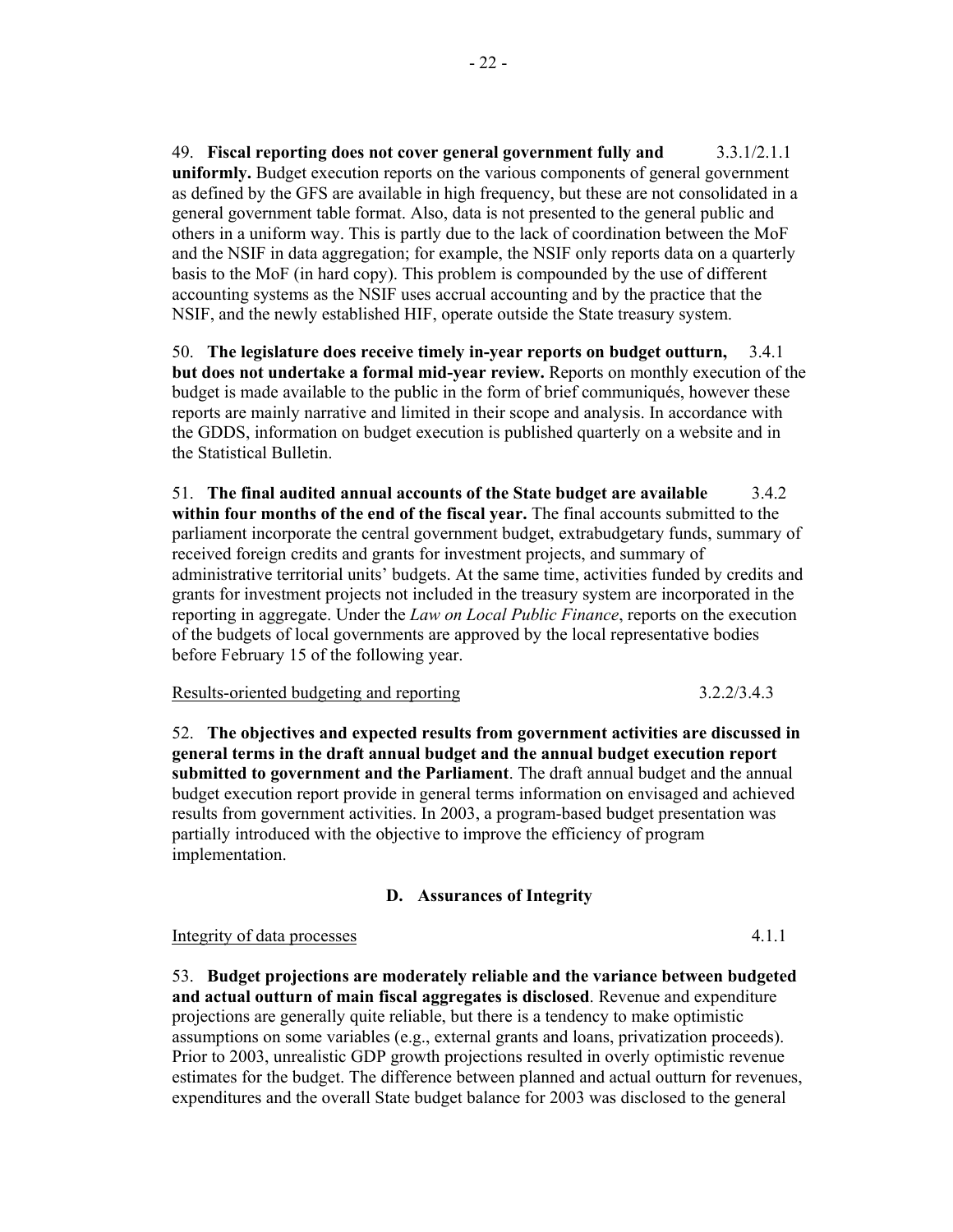49. **Fiscal reporting does not cover general government fully and uniformly.** 3.3.1/2.1.1 Budget execution reports on the various components of general government as defined by the GFS are available in high frequency, but these are not consolidated in a general government table format. Also, data is not presented to the general public and others in a uniform way. This is partly due to the lack of coordination between the MoF and the NSIF in data aggregation; for example, the NSIF only reports data on a quarterly basis to the MoF (in hard copy). This problem is compounded by the use of different accounting systems as the NSIF uses accrual accounting and by the practice that the NSIF, and the newly established HIF, operate outside the State treasury system.

50. **The legislature does receive timely in-year reports on budget outturn, but does not undertake a formal mid-year review.** 3.4.1 Reports on monthly execution of the budget is made available to the public in the form of brief communiqués, however these reports are mainly narrative and limited in their scope and analysis. In accordance with the GDDS, information on budget execution is published quarterly on a website and in the Statistical Bulletin.

51. **The final audited annual accounts of the State budget are available within four months of the end of the fiscal year.** 3.4.2 The final accounts submitted to the parliament incorporate the central government budget, extrabudgetary funds, summary of received foreign credits and grants for investment projects, and summary of administrative territorial units' budgets. At the same time, activities funded by credits and grants for investment projects not included in the treasury system are incorporated in the reporting in aggregate. Under the *Law on Local Public Finance*, reports on the execution of the budgets of local governments are approved by the local representative bodies before February 15 of the following year.

Results-oriented budgeting and reporting 3.2.2/3.4.3

52. **The objectives and expected results from government activities are discussed in general terms in the draft annual budget and the annual budget execution report submitted to government and the Parliament**. The draft annual budget and the annual budget execution report provide in general terms information on envisaged and achieved results from government activities. In 2003, a program-based budget presentation was partially introduced with the objective to improve the efficiency of program implementation.

## D. Assurances of Integrity

Integrity of data processes 4.1.1

53. **Budget projections are moderately reliable and the variance between budgeted and actual outturn of main fiscal aggregates is disclosed**. Revenue and expenditure projections are generally quite reliable, but there is a tendency to make optimistic assumptions on some variables (e.g., external grants and loans, privatization proceeds). Prior to 2003, unrealistic GDP growth projections resulted in overly optimistic revenue estimates for the budget. The difference between planned and actual outturn for revenues, expenditures and the overall State budget balance for 2003 was disclosed to the general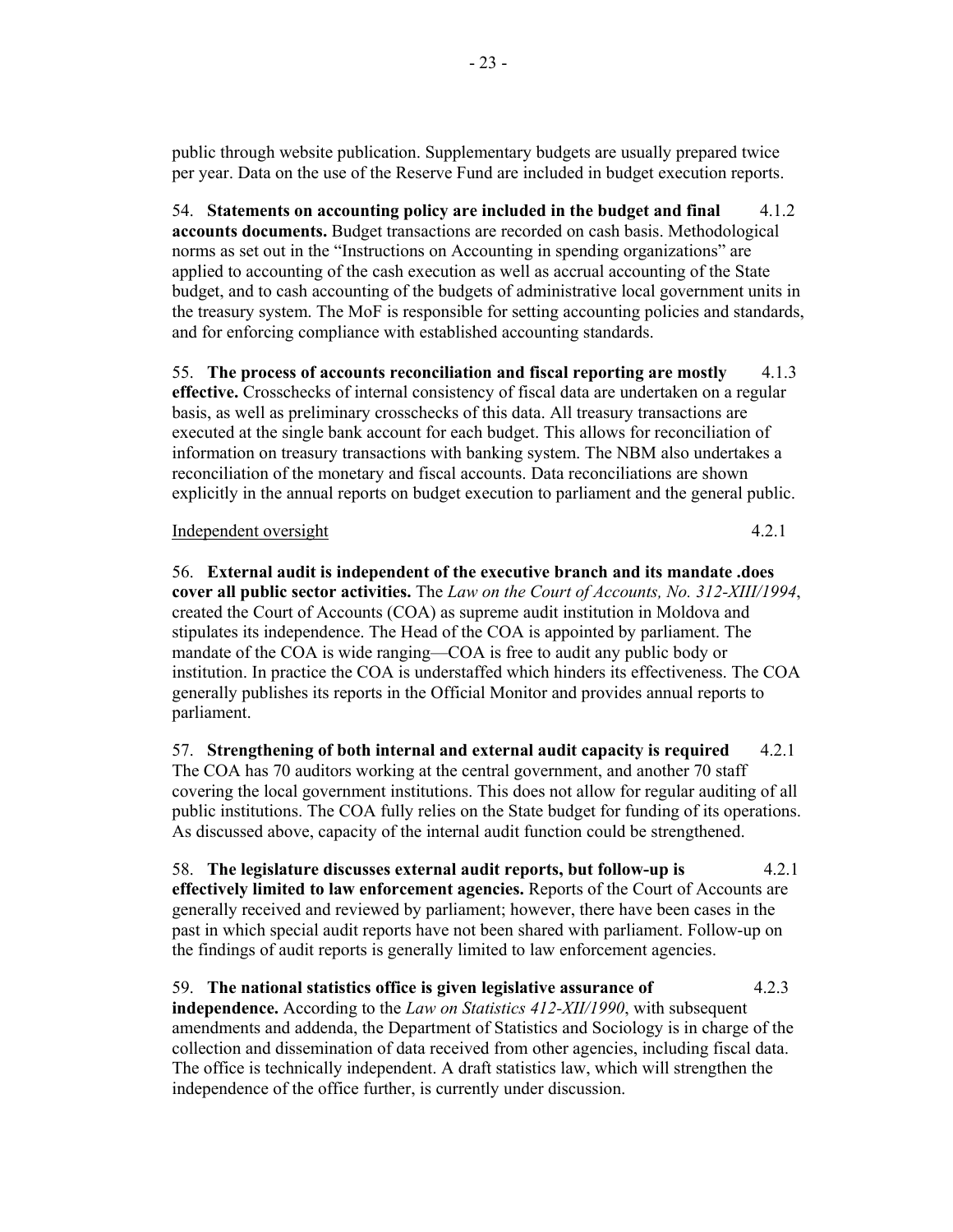public through website publication. Supplementary budgets are usually prepared twice per year. Data on the use of the Reserve Fund are included in budget execution reports.

54. **Statements on accounting policy are included in the budget and final accounts documents.** Budget transactions are recorded on cash basis. Methodological norms as set out in the "Instructions on Accounting in spending organizations" are applied to accounting of the cash execution as well as accrual accounting of the State budget, and to cash accounting of the budgets of administrative local government units in the treasury system. The MoF is responsible for setting accounting policies and standards, and for enforcing compliance with established accounting standards. 4.1.2

55. **The process of accounts reconciliation and fiscal reporting are mostly effective.** Crosschecks of internal consistency of fiscal data are undertaken on a regular basis, as well as preliminary crosschecks of this data. All treasury transactions are executed at the single bank account for each budget. This allows for reconciliation of information on treasury transactions with banking system. The NBM also undertakes a reconciliation of the monetary and fiscal accounts. Data reconciliations are shown explicitly in the annual reports on budget execution to parliament and the general public. 4.1.3

Independent oversight 4.2.1

56. **External audit is independent of the executive branch and its mandate .does cover all public sector activities.** The *Law on the Court of Accounts, No. 312-XIII/1994*, created the Court of Accounts (COA) as supreme audit institution in Moldova and stipulates its independence. The Head of the COA is appointed by parliament. The mandate of the COA is wide ranging—COA is free to audit any public body or institution. In practice the COA is understaffed which hinders its effectiveness. The COA generally publishes its reports in the Official Monitor and provides annual reports to parliament.

57. **Strengthening of both internal and external audit capacity is required** 4.2.1 The COA has 70 auditors working at the central government, and another 70 staff covering the local government institutions. This does not allow for regular auditing of all public institutions. The COA fully relies on the State budget for funding of its operations. As discussed above, capacity of the internal audit function could be strengthened.

58. **The legislature discusses external audit reports, but follow-up is effectively limited to law enforcement agencies.** Reports of the Court of Accounts are generally received and reviewed by parliament; however, there have been cases in the past in which special audit reports have not been shared with parliament. Follow-up on the findings of audit reports is generally limited to law enforcement agencies. 4.2.1

59. **The national statistics office is given legislative assurance of independence.** According to the *Law on Statistics 412-XII/1990*, with subsequent amendments and addenda, the Department of Statistics and Sociology is in charge of the collection and dissemination of data received from other agencies, including fiscal data. The office is technically independent. A draft statistics law, which will strengthen the independence of the office further, is currently under discussion. 4.2.3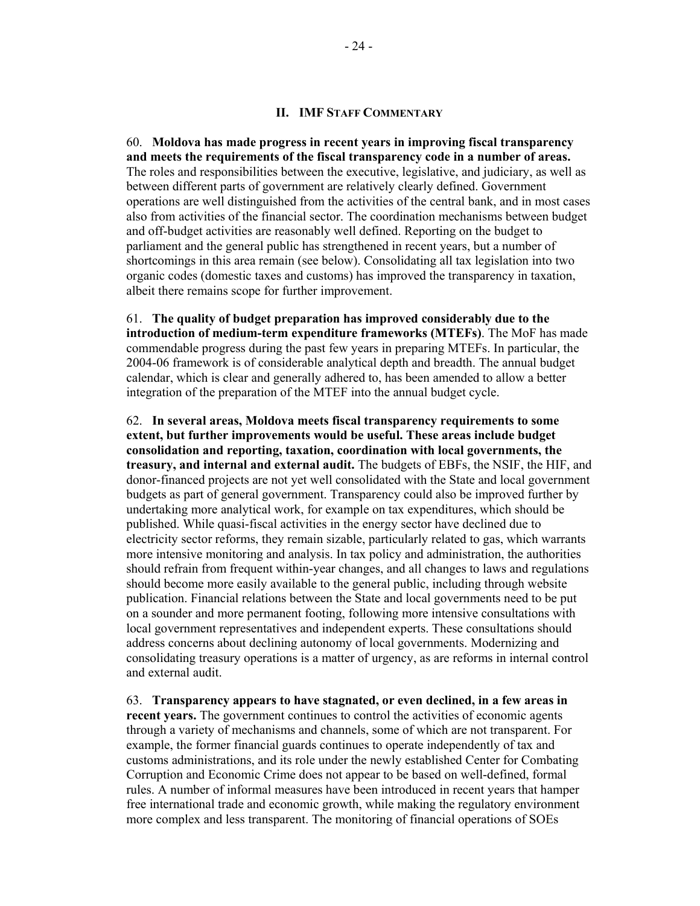## II. IMF STAFF COMMENTARY

60. **Moldova has made progress in recent years in improving fiscal transparency and meets the requirements of the fiscal transparency code in a number of areas.** The roles and responsibilities between the executive, legislative, and judiciary, as well as between different parts of government are relatively clearly defined. Government operations are well distinguished from the activities of the central bank, and in most cases also from activities of the financial sector. The coordination mechanisms between budget and off-budget activities are reasonably well defined. Reporting on the budget to parliament and the general public has strengthened in recent years, but a number of shortcomings in this area remain (see below). Consolidating all tax legislation into two organic codes (domestic taxes and customs) has improved the transparency in taxation, albeit there remains scope for further improvement.

61. **The quality of budget preparation has improved considerably due to the introduction of medium-term expenditure frameworks (MTEFs)**. The MoF has made commendable progress during the past few years in preparing MTEFs. In particular, the 2004-06 framework is of considerable analytical depth and breadth. The annual budget calendar, which is clear and generally adhered to, has been amended to allow a better integration of the preparation of the MTEF into the annual budget cycle.

62. **In several areas, Moldova meets fiscal transparency requirements to some extent, but further improvements would be useful. These areas include budget consolidation and reporting, taxation, coordination with local governments, the treasury, and internal and external audit.** The budgets of EBFs, the NSIF, the HIF, and donor-financed projects are not yet well consolidated with the State and local government budgets as part of general government. Transparency could also be improved further by undertaking more analytical work, for example on tax expenditures, which should be published. While quasi-fiscal activities in the energy sector have declined due to electricity sector reforms, they remain sizable, particularly related to gas, which warrants more intensive monitoring and analysis. In tax policy and administration, the authorities should refrain from frequent within-year changes, and all changes to laws and regulations should become more easily available to the general public, including through website publication. Financial relations between the State and local governments need to be put on a sounder and more permanent footing, following more intensive consultations with local government representatives and independent experts. These consultations should address concerns about declining autonomy of local governments. Modernizing and consolidating treasury operations is a matter of urgency, as are reforms in internal control and external audit.

63. **Transparency appears to have stagnated, or even declined, in a few areas in recent years.** The government continues to control the activities of economic agents through a variety of mechanisms and channels, some of which are not transparent. For example, the former financial guards continues to operate independently of tax and customs administrations, and its role under the newly established Center for Combating Corruption and Economic Crime does not appear to be based on well-defined, formal rules. A number of informal measures have been introduced in recent years that hamper free international trade and economic growth, while making the regulatory environment more complex and less transparent. The monitoring of financial operations of SOEs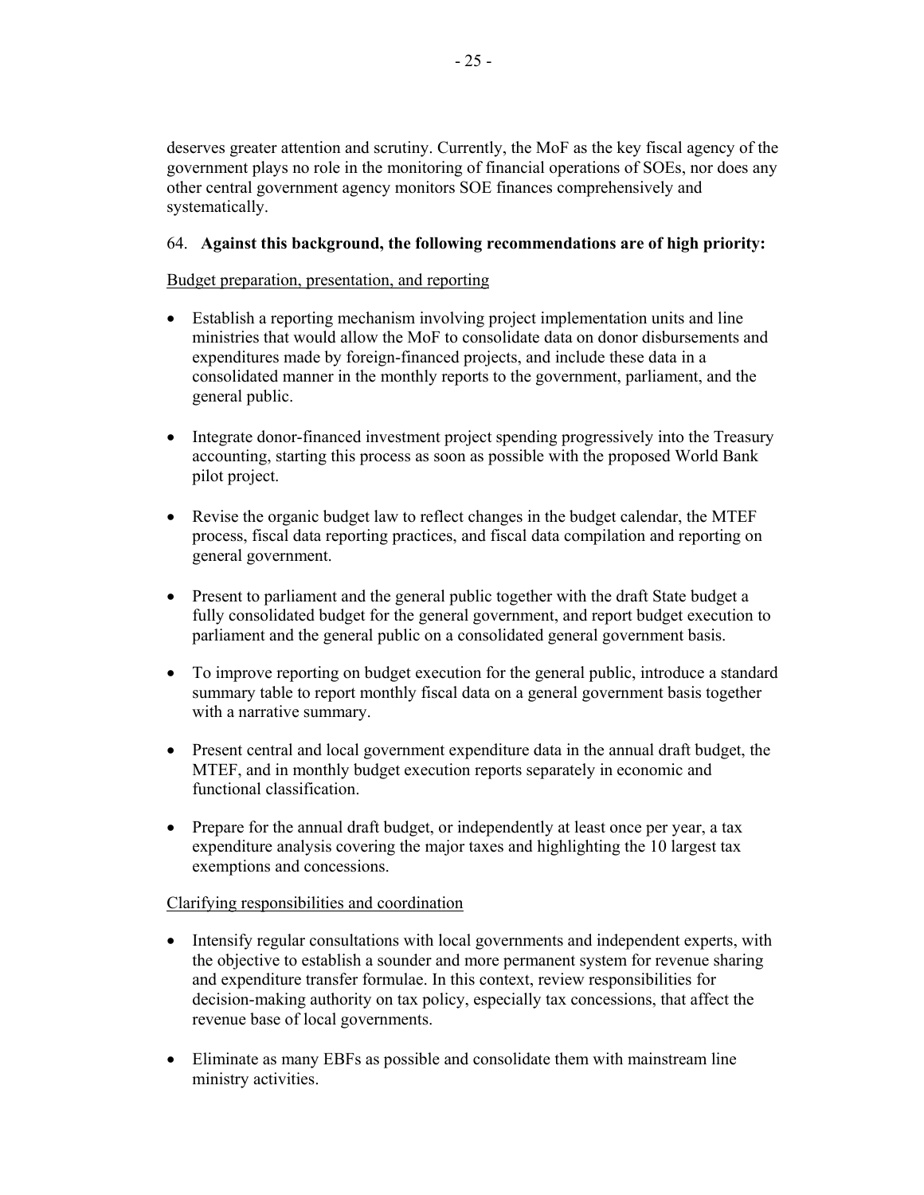deserves greater attention and scrutiny. Currently, the MoF as the key fiscal agency of the government plays no role in the monitoring of financial operations of SOEs, nor does any other central government agency monitors SOE finances comprehensively and systematically.

64. **Against this background, the following recommendations are of high priority:**

Budget preparation, presentation, and reporting

- Establish a reporting mechanism involving project implementation units and line ministries that would allow the MoF to consolidate data on donor disbursements and expenditures made by foreign-financed projects, and include these data in a consolidated manner in the monthly reports to the government, parliament, and the general public.

- Integrate donor-financed investment project spending progressively into the Treasury accounting, starting this process as soon as possible with the proposed World Bank pilot project.

- Revise the organic budget law to reflect changes in the budget calendar, the MTEF process, fiscal data reporting practices, and fiscal data compilation and reporting on general government.

- Present to parliament and the general public together with the draft State budget a fully consolidated budget for the general government, and report budget execution to parliament and the general public on a consolidated general government basis.

- To improve reporting on budget execution for the general public, introduce a standard summary table to report monthly fiscal data on a general government basis together with a narrative summary.

- Present central and local government expenditure data in the annual draft budget, the MTEF, and in monthly budget execution reports separately in economic and functional classification.

- Prepare for the annual draft budget, or independently at least once per year, a tax expenditure analysis covering the major taxes and highlighting the 10 largest tax exemptions and concessions.

Clarifying responsibilities and coordination

- Intensify regular consultations with local governments and independent experts, with the objective to establish a sounder and more permanent system for revenue sharing and expenditure transfer formulae. In this context, review responsibilities for decision-making authority on tax policy, especially tax concessions, that affect the revenue base of local governments.

- Eliminate as many EBFs as possible and consolidate them with mainstream line ministry activities.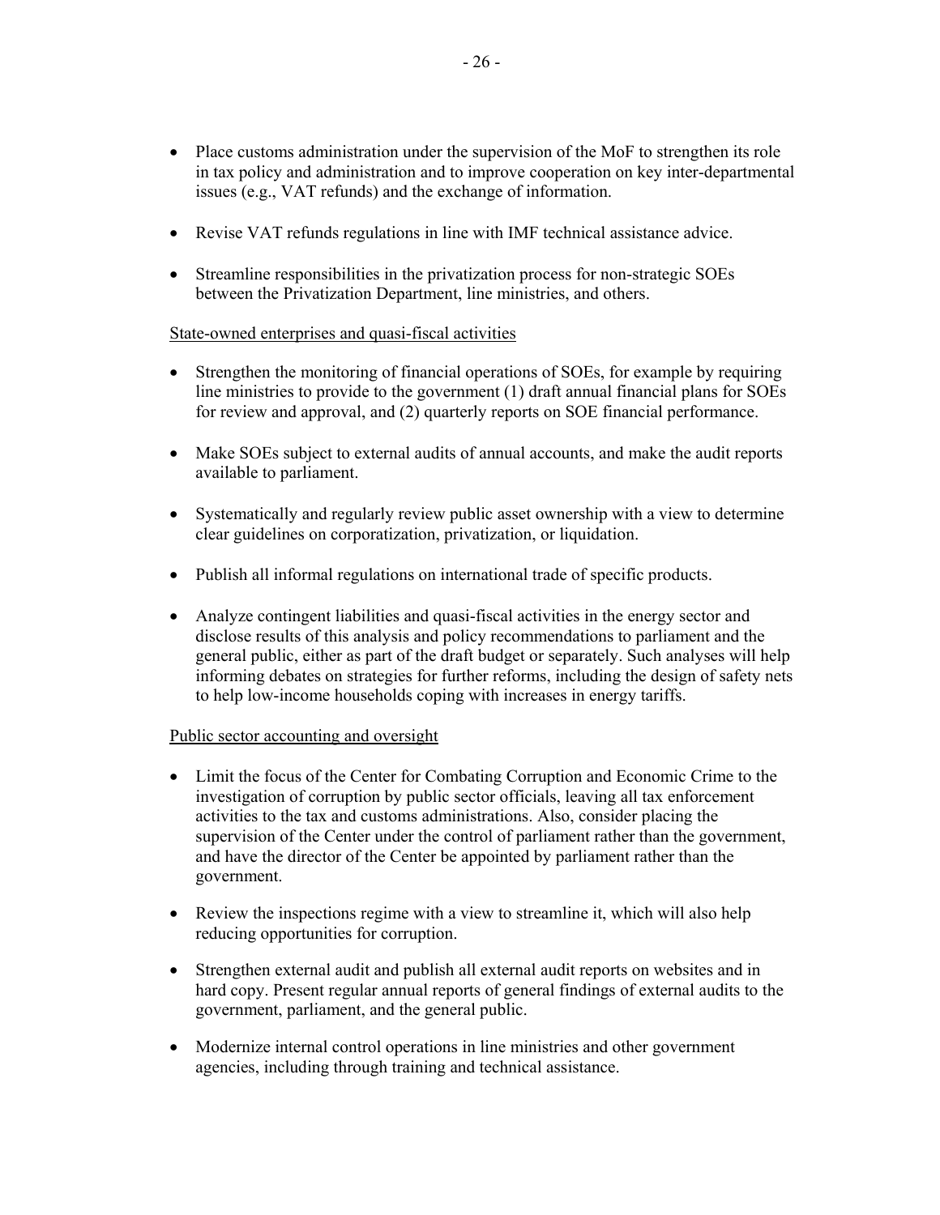- Place customs administration under the supervision of the MoF to strengthen its role in tax policy and administration and to improve cooperation on key inter-departmental issues (e.g., VAT refunds) and the exchange of information.

- Revise VAT refunds regulations in line with IMF technical assistance advice.

- Streamline responsibilities in the privatization process for non-strategic SOEs between the Privatization Department, line ministries, and others.

State-owned enterprises and quasi-fiscal activities

- Strengthen the monitoring of financial operations of SOEs, for example by requiring line ministries to provide to the government (1) draft annual financial plans for SOEs for review and approval, and (2) quarterly reports on SOE financial performance.

- Make SOEs subject to external audits of annual accounts, and make the audit reports available to parliament.

- Systematically and regularly review public asset ownership with a view to determine clear guidelines on corporatization, privatization, or liquidation.

- Publish all informal regulations on international trade of specific products.

- Analyze contingent liabilities and quasi-fiscal activities in the energy sector and disclose results of this analysis and policy recommendations to parliament and the general public, either as part of the draft budget or separately. Such analyses will help informing debates on strategies for further reforms, including the design of safety nets to help low-income households coping with increases in energy tariffs.

Public sector accounting and oversight

- Limit the focus of the Center for Combating Corruption and Economic Crime to the investigation of corruption by public sector officials, leaving all tax enforcement activities to the tax and customs administrations. Also, consider placing the supervision of the Center under the control of parliament rather than the government, and have the director of the Center be appointed by parliament rather than the government.

- Review the inspections regime with a view to streamline it, which will also help reducing opportunities for corruption.

- Strengthen external audit and publish all external audit reports on websites and in hard copy. Present regular annual reports of general findings of external audits to the government, parliament, and the general public.

- Modernize internal control operations in line ministries and other government agencies, including through training and technical assistance.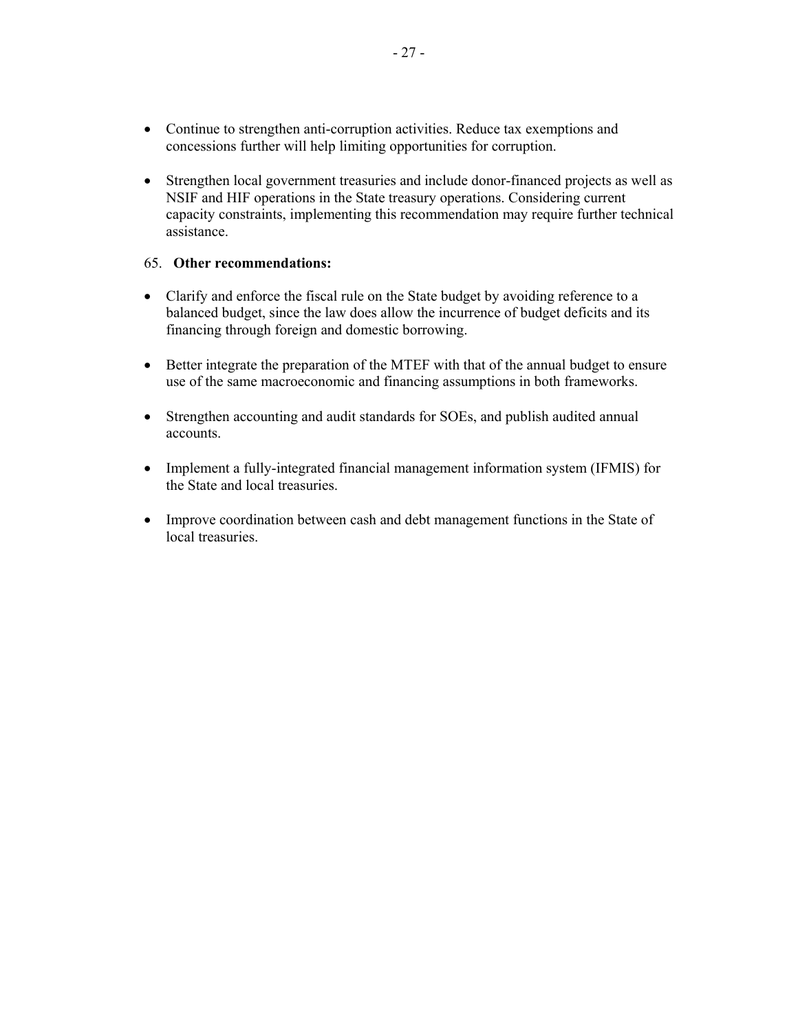- Continue to strengthen anti-corruption activities. Reduce tax exemptions and concessions further will help limiting opportunities for corruption.

- Strengthen local government treasuries and include donor-financed projects as well as NSIF and HIF operations in the State treasury operations. Considering current capacity constraints, implementing this recommendation may require further technical assistance.

65. **Other recommendations:**

- Clarify and enforce the fiscal rule on the State budget by avoiding reference to a balanced budget, since the law does allow the incurrence of budget deficits and its financing through foreign and domestic borrowing.

- Better integrate the preparation of the MTEF with that of the annual budget to ensure use of the same macroeconomic and financing assumptions in both frameworks.

- Strengthen accounting and audit standards for SOEs, and publish audited annual accounts.

- Implement a fully-integrated financial management information system (IFMIS) for the State and local treasuries.

- Improve coordination between cash and debt management functions in the State of local treasuries.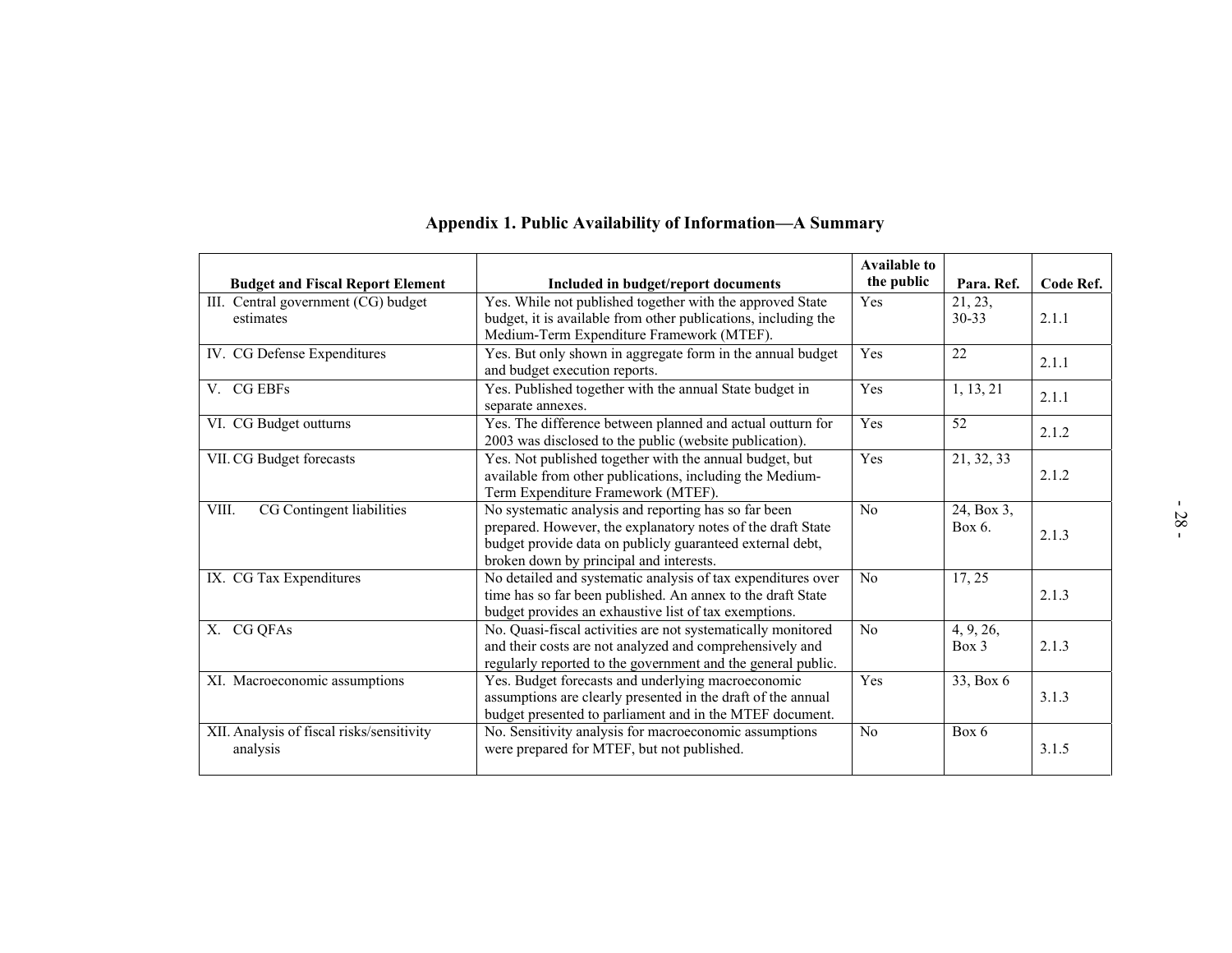## Appendix 1. Public Availability of Information—A Summary

| Budget and Fiscal Report Element | Included in budget/report documents | Available to the public | Para. Ref. | Code Ref. |
|---|---|---|---|---|
| III. Central government (CG) budget estimates | Yes. While not published together with the approved State budget, it is available from other publications, including the Medium-Term Expenditure Framework (MTEF). | Yes | 21, 23, 30-33 | 2.1.1 |
| IV. CG Defense Expenditures | Yes. But only shown in aggregate form in the annual budget and budget execution reports. | Yes | 22 | 2.1.1 |
| V. CG EBFs | Yes. Published together with the annual State budget in separate annexes. | Yes | 1, 13, 21 | 2.1.1 |
| VI. CG Budget outturns | Yes. The difference between planned and actual outturn for 2003 was disclosed to the public (website publication). | Yes | 52 | 2.1.2 |
| VII. CG Budget forecasts | Yes. Not published together with the annual budget, but available from other publications, including the Medium-Term Expenditure Framework (MTEF). | Yes | 21, 32, 33 | 2.1.2 |
| VIII. CG Contingent liabilities | No systematic analysis and reporting has so far been prepared. However, the explanatory notes of the draft State budget provide data on publicly guaranteed external debt, broken down by principal and interests. | No | 24, Box 3, Box 6. | 2.1.3 |
| IX. CG Tax Expenditures | No detailed and systematic analysis of tax expenditures over time has so far been published. An annex to the draft State budget provides an exhaustive list of tax exemptions. | No | 17, 25 | 2.1.3 |
| X. CG QFAs | No. Quasi-fiscal activities are not systematically monitored and their costs are not analyzed and comprehensively and regularly reported to the government and the general public. | No | 4, 9, 26, Box 3 | 2.1.3 |
| XI. Macroeconomic assumptions | Yes. Budget forecasts and underlying macroeconomic assumptions are clearly presented in the draft of the annual budget presented to parliament and in the MTEF document. | Yes | 33, Box 6 | 3.1.3 |
| XII. Analysis of fiscal risks/sensitivity analysis | No. Sensitivity analysis for macroeconomic assumptions were prepared for MTEF, but not published. | No | Box 6 | 3.1.5 |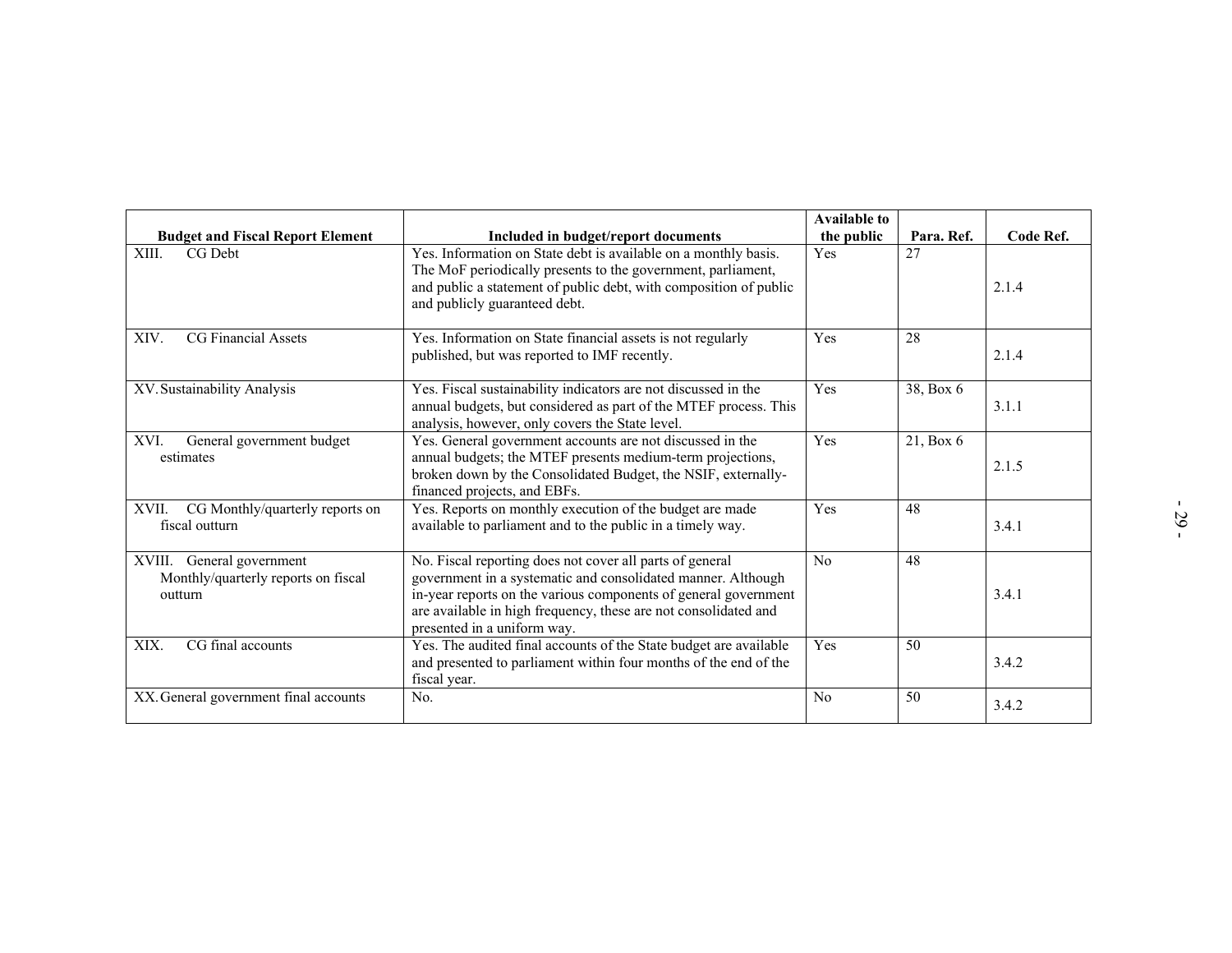| Budget and Fiscal Report Element | Included in budget/report documents | Available to the public | Para. Ref. | Code Ref. |
|---|---|---|---|---|
| XIII. CG Debt | Yes. Information on State debt is available on a monthly basis. The MoF periodically presents to the government, parliament, and public a statement of public debt, with composition of public and publicly guaranteed debt. | Yes | 27 | 2.1.4 |
| XIV. CG Financial Assets | Yes. Information on State financial assets is not regularly published, but was reported to IMF recently. | Yes | 28 | 2.1.4 |
| XV. Sustainability Analysis | Yes. Fiscal sustainability indicators are not discussed in the annual budgets, but considered as part of the MTEF process. This analysis, however, only covers the State level. | Yes | 38, Box 6 | 3.1.1 |
| XVI. General government budget estimates | Yes. General government accounts are not discussed in the annual budgets; the MTEF presents medium-term projections, broken down by the Consolidated Budget, the NSIF, externally-financed projects, and EBFs. | Yes | 21, Box 6 | 2.1.5 |
| XVII. CG Monthly/quarterly reports on fiscal outturn | Yes. Reports on monthly execution of the budget are made available to parliament and to the public in a timely way. | Yes | 48 | 3.4.1 |
| XVIII. General government Monthly/quarterly reports on fiscal outturn | No. Fiscal reporting does not cover all parts of general government in a systematic and consolidated manner. Although in-year reports on the various components of general government are available in high frequency, these are not consolidated and presented in a uniform way. | No | 48 | 3.4.1 |
| XIX. CG final accounts | Yes. The audited final accounts of the State budget are available and presented to parliament within four months of the end of the fiscal year. | Yes | 50 | 3.4.2 |
| XX. General government final accounts | No. | No | 50 | 3.4.2 |